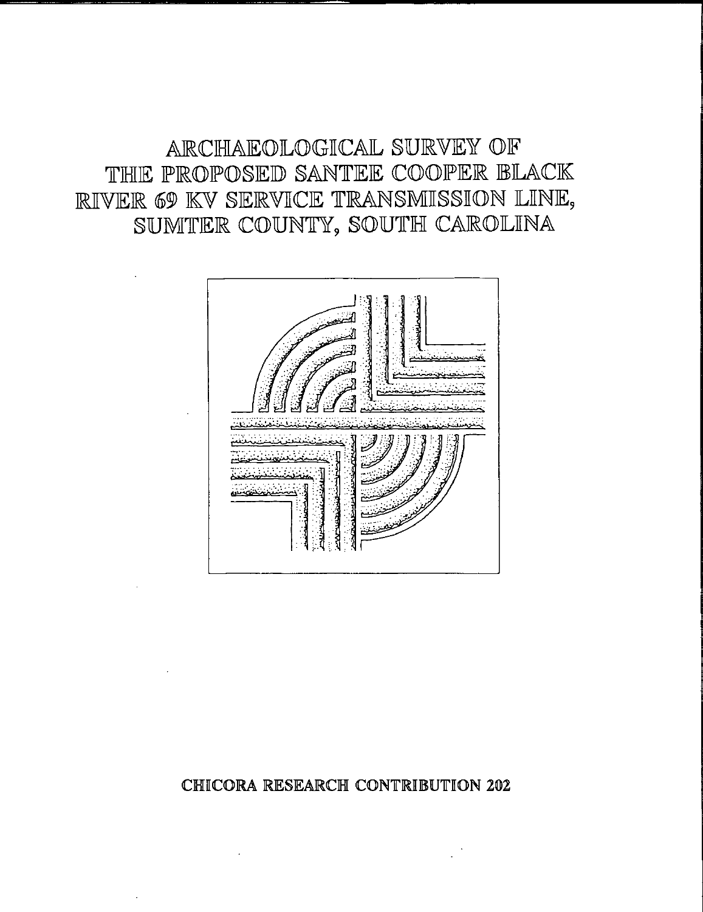# ARCHAEOLOGICAL SURVEY OF THE PROPOSED SANTEE COOPER BLACK RIVER 69 KV SERVICE TRANSMISSION LINE, SUMTER COUNTY, SOUTH CAROLINA

CHICORA RESEARCH CONTRIBUTION 202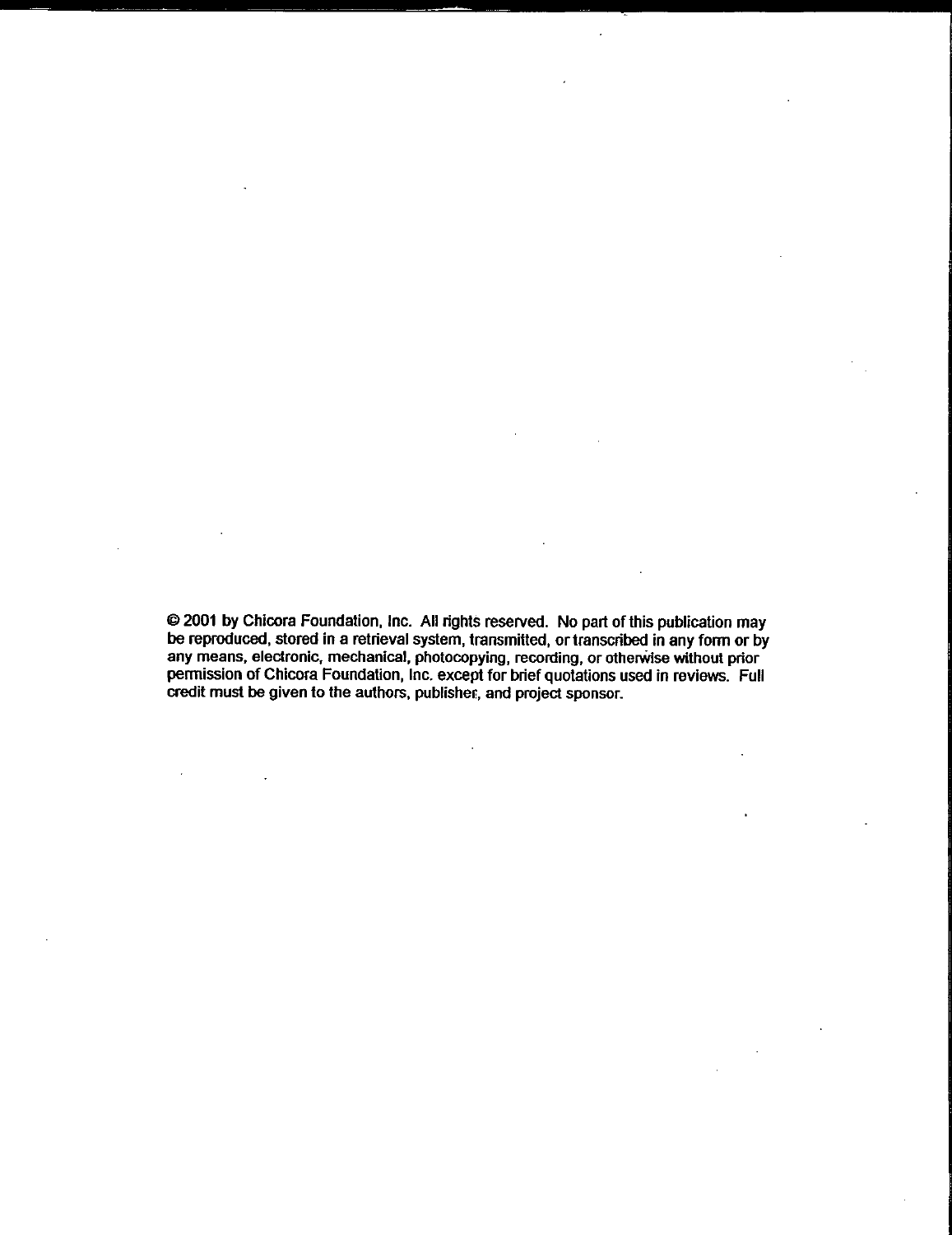© 2001 by Chicora Foundation, Inc. All rights reserved. No part of this publication may be reproduced, stored in a retrieval system, transmitted, or transcribed in any form or by any means, electronic, mechanical, photocopying, recording, or otherwise without prior permission of Chicora Foundation, Inc. except for brief quotations used in reviews. Full credit must be given to the authors, publisher, and project sponsor.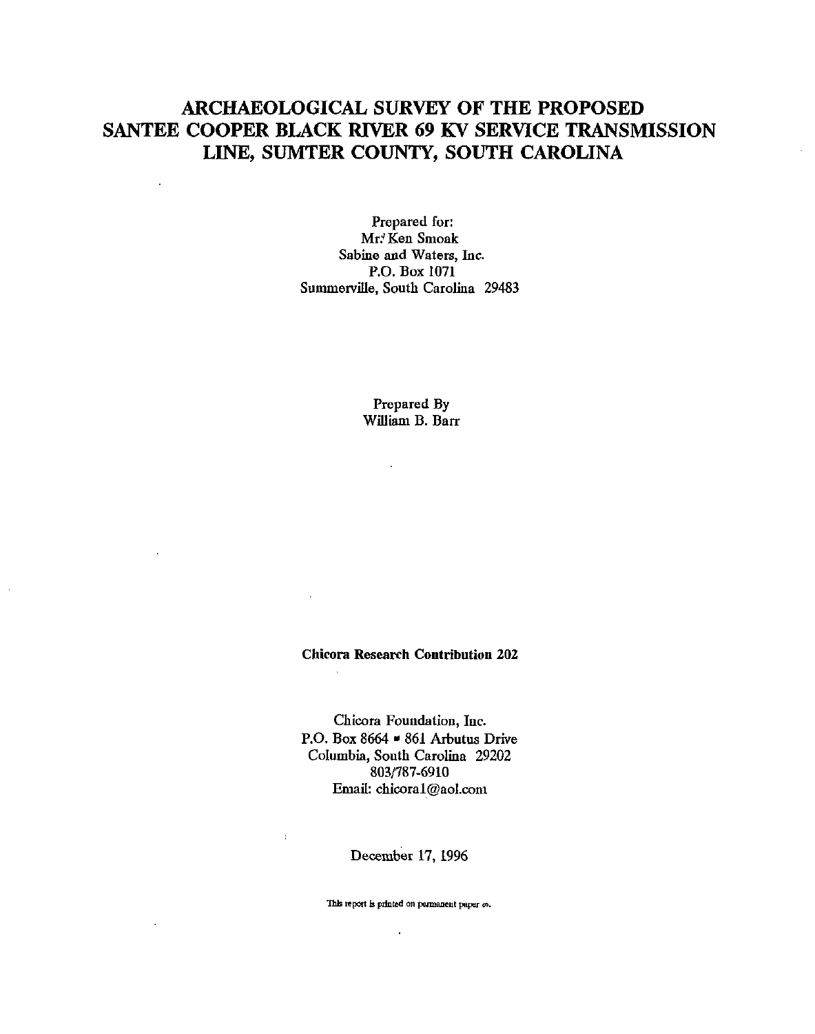# ARCHAEOLOGICAL SURVEY OF THE PROPOSED SANTEE COOPER BLACK RIVER 69 KV SERVICE TRANSMISSION LINE, SUMTER COUNTY, SOUTH CAROLINA

Prepared for:
Mr. Ken Smoak
Sabine and Waters, Inc.
P.O. Box 1071
Summerville, South Carolina 29483

Prepared By
William B. Barr

**Chicora Research Contribution 202**

Chicora Foundation, Inc.
P.O. Box 8664 ▪ 861 Arbutus Drive
Columbia, South Carolina 29202
803/787-6910
Email: chicora1@aol.com

December 17, 1996

This report is printed on permanent paper ∞.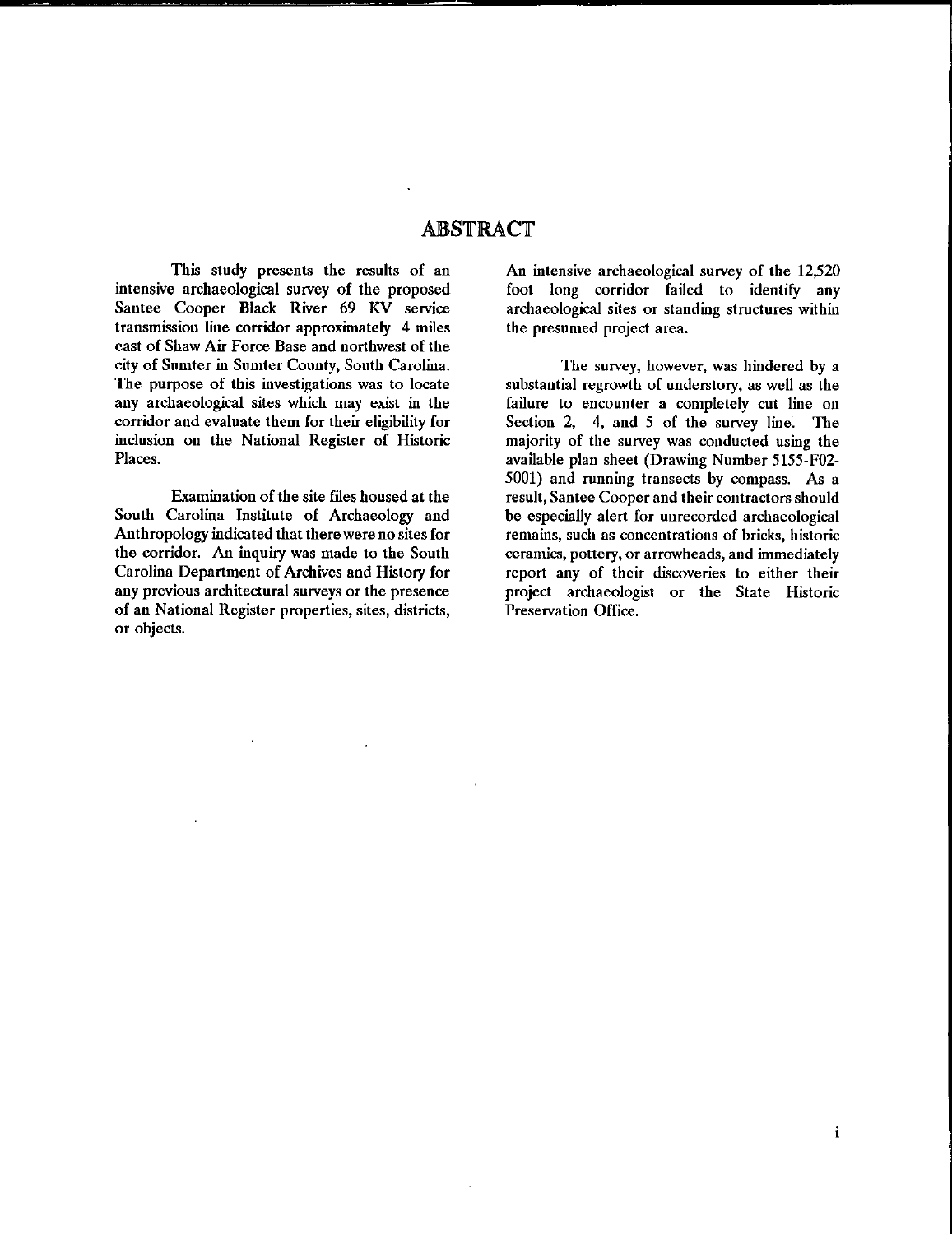# ABSTRACT

This study presents the results of an intensive archaeological survey of the proposed Santee Cooper Black River 69 KV service transmission line corridor approximately 4 miles east of Shaw Air Force Base and northwest of the city of Sumter in Sumter County, South Carolina. The purpose of this investigations was to locate any archaeological sites which may exist in the corridor and evaluate them for their eligibility for inclusion on the National Register of Historic Places.

Examination of the site files housed at the South Carolina Institute of Archaeology and Anthropology indicated that there were no sites for the corridor. An inquiry was made to the South Carolina Department of Archives and History for any previous architectural surveys or the presence of an National Register properties, sites, districts, or objects. An intensive archaeological survey of the 12,520 foot long corridor failed to identify any archaeological sites or standing structures within the presumed project area.

The survey, however, was hindered by a substantial regrowth of understory, as well as the failure to encounter a completely cut line on Section 2, 4, and 5 of the survey line. The majority of the survey was conducted using the available plan sheet (Drawing Number 5155-F02-5001) and running transects by compass. As a result, Santee Cooper and their contractors should be especially alert for unrecorded archaeological remains, such as concentrations of bricks, historic ceramics, pottery, or arrowheads, and immediately report any of their discoveries to either their project archaeologist or the State Historic Preservation Office.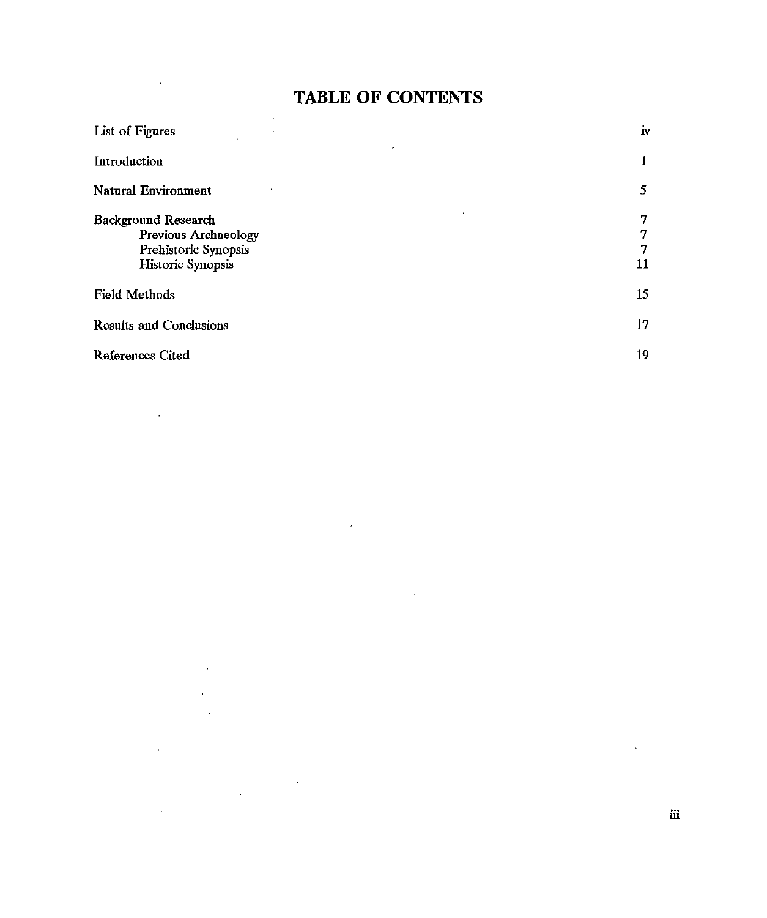# TABLE OF CONTENTS

| | |
|---|---|
| List of Figures | iv |
| Introduction | 1 |
| Natural Environment | 5 |
| Background Research | 7 |
| Previous Archaeology | 7 |
| Prehistoric Synopsis | 7 |
| Historic Synopsis | 11 |
| Field Methods | 15 |
| Results and Conclusions | 17 |
| References Cited | 19 |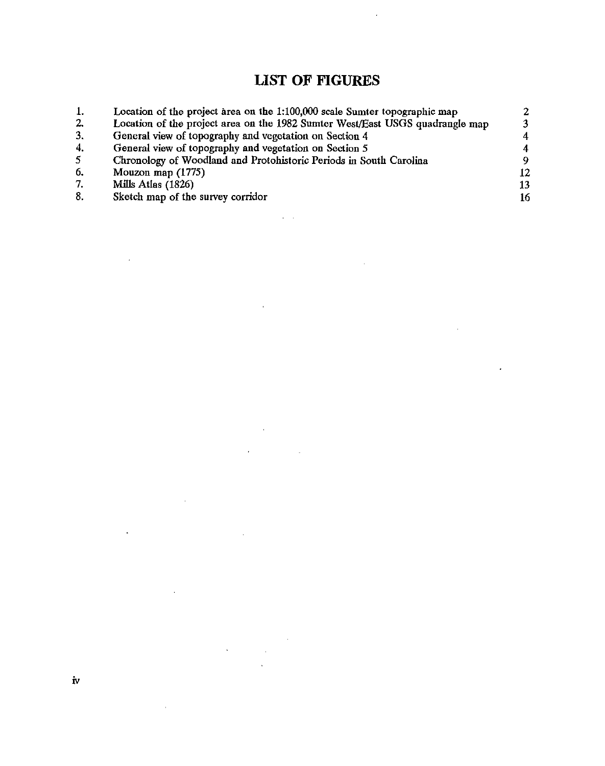# LIST OF FIGURES

| | | |
|---|---|---|
| 1. | Location of the project area on the 1:100,000 scale Sumter topographic map | 2 |
| 2. | Location of the project area on the 1982 Sumter West/East USGS quadrangle map | 3 |
| 3. | General view of topography and vegetation on Section 4 | 4 |
| 4. | General view of topography and vegetation on Section 5 | 4 |
| 5 | Chronology of Woodland and Protohistoric Periods in South Carolina | 9 |
| 6. | Mouzon map (1775) | 12 |
| 7. | Mills Atlas (1826) | 13 |
| 8. | Sketch map of the survey corridor | 16 |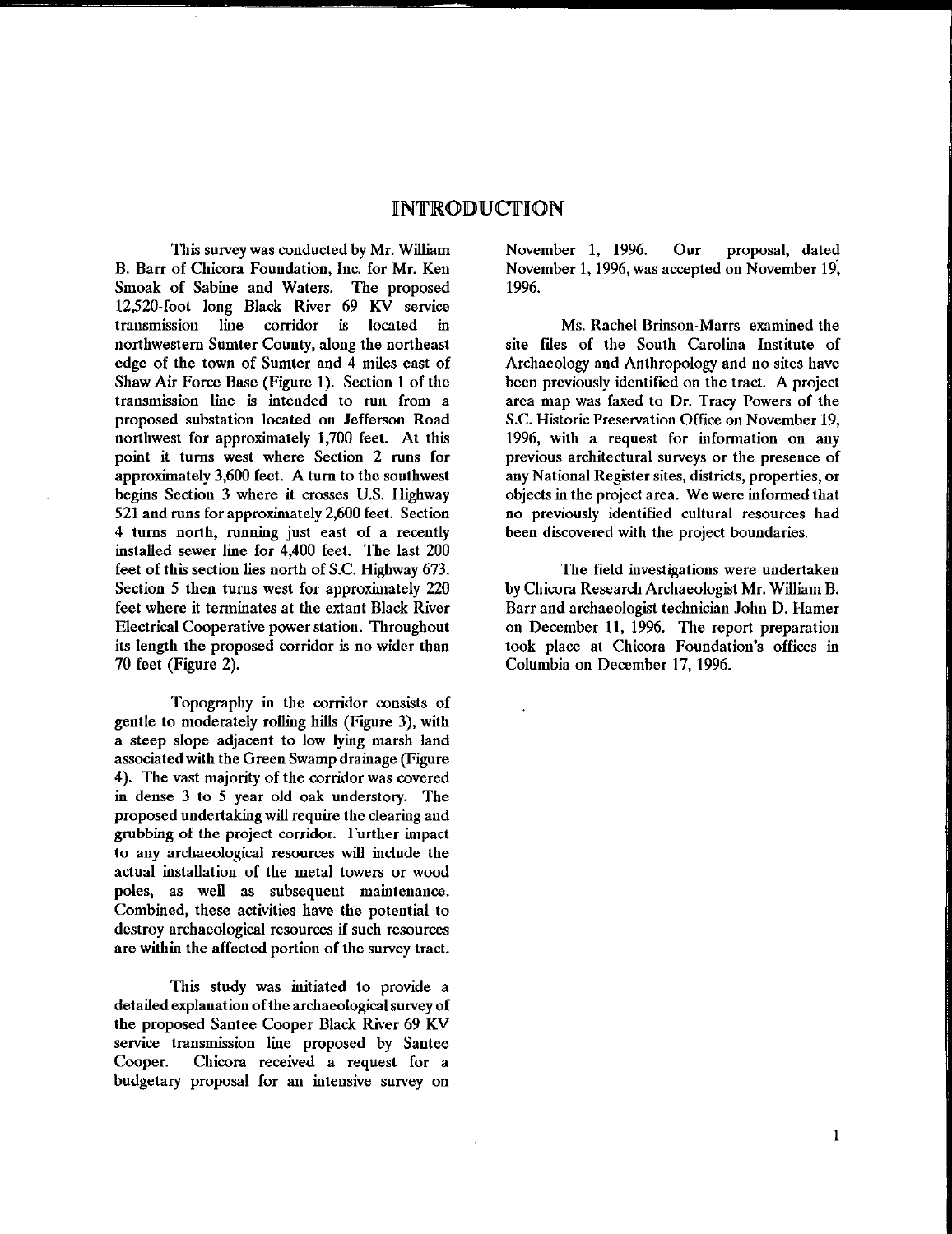# INTRODUCTION

This survey was conducted by Mr. William B. Barr of Chicora Foundation, Inc. for Mr. Ken Smoak of Sabine and Waters. The proposed 12,520-foot long Black River 69 KV service transmission line corridor is located in northwestern Sumter County, along the northeast edge of the town of Sumter and 4 miles east of Shaw Air Force Base (Figure 1). Section 1 of the transmission line is intended to run from a proposed substation located on Jefferson Road northwest for approximately 1,700 feet. At this point it turns west where Section 2 runs for approximately 3,600 feet. A turn to the southwest begins Section 3 where it crosses U.S. Highway 521 and runs for approximately 2,600 feet. Section 4 turns north, running just east of a recently installed sewer line for 4,400 feet. The last 200 feet of this section lies north of S.C. Highway 673. Section 5 then turns west for approximately 220 feet where it terminates at the extant Black River Electrical Cooperative power station. Throughout its length the proposed corridor is no wider than 70 feet (Figure 2).

Topography in the corridor consists of gentle to moderately rolling hills (Figure 3), with a steep slope adjacent to low lying marsh land associated with the Green Swamp drainage (Figure 4). The vast majority of the corridor was covered in dense 3 to 5 year old oak understory. The proposed undertaking will require the clearing and grubbing of the project corridor. Further impact to any archaeological resources will include the actual installation of the metal towers or wood poles, as well as subsequent maintenance. Combined, these activities have the potential to destroy archaeological resources if such resources are within the affected portion of the survey tract.

This study was initiated to provide a detailed explanation of the archaeological survey of the proposed Santee Cooper Black River 69 KV service transmission line proposed by Santee Cooper. Chicora received a request for a budgetary proposal for an intensive survey on November 1, 1996. Our proposal, dated November 1, 1996, was accepted on November 19, 1996.

Ms. Rachel Brinson-Marrs examined the site files of the South Carolina Institute of Archaeology and Anthropology and no sites have been previously identified on the tract. A project area map was faxed to Dr. Tracy Powers of the S.C. Historic Preservation Office on November 19, 1996, with a request for information on any previous architectural surveys or the presence of any National Register sites, districts, properties, or objects in the project area. We were informed that no previously identified cultural resources had been discovered with the project boundaries.

The field investigations were undertaken by Chicora Research Archaeologist Mr. William B. Barr and archaeologist technician John D. Hamer on December 11, 1996. The report preparation took place at Chicora Foundation's offices in Columbia on December 17, 1996.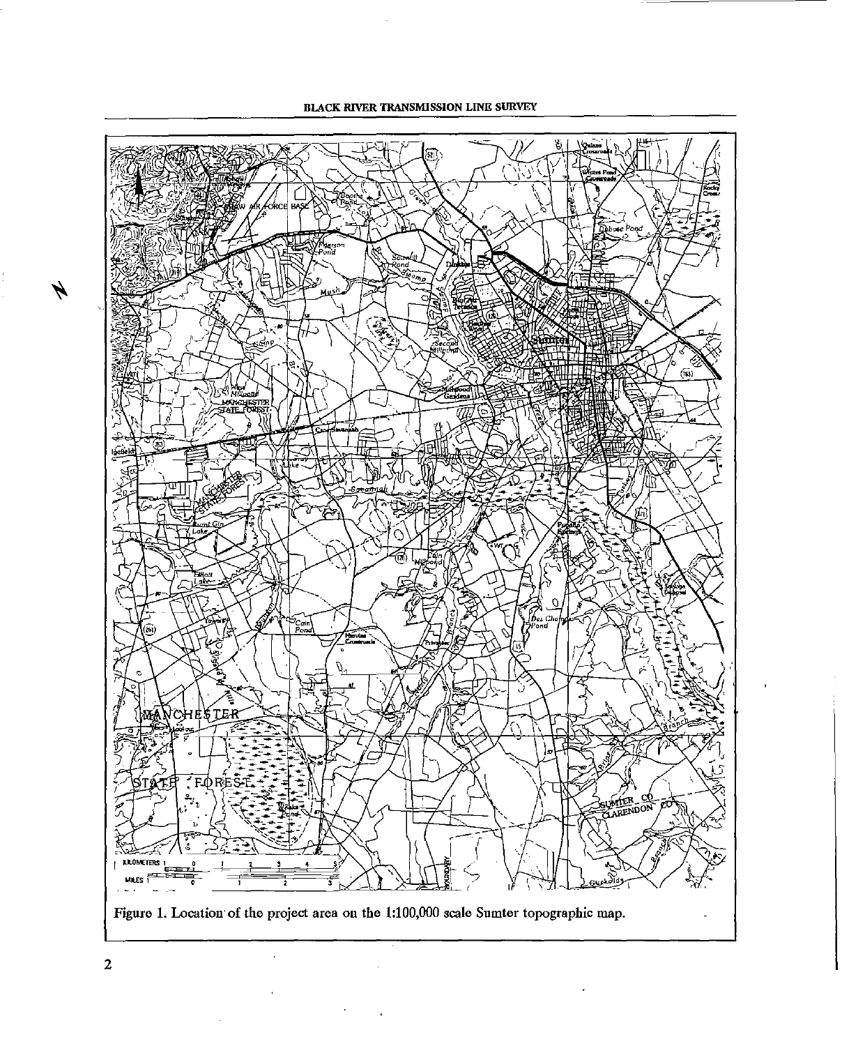Figure 1. Location of the project area on the 1:100,000 scale Sumter topographic map.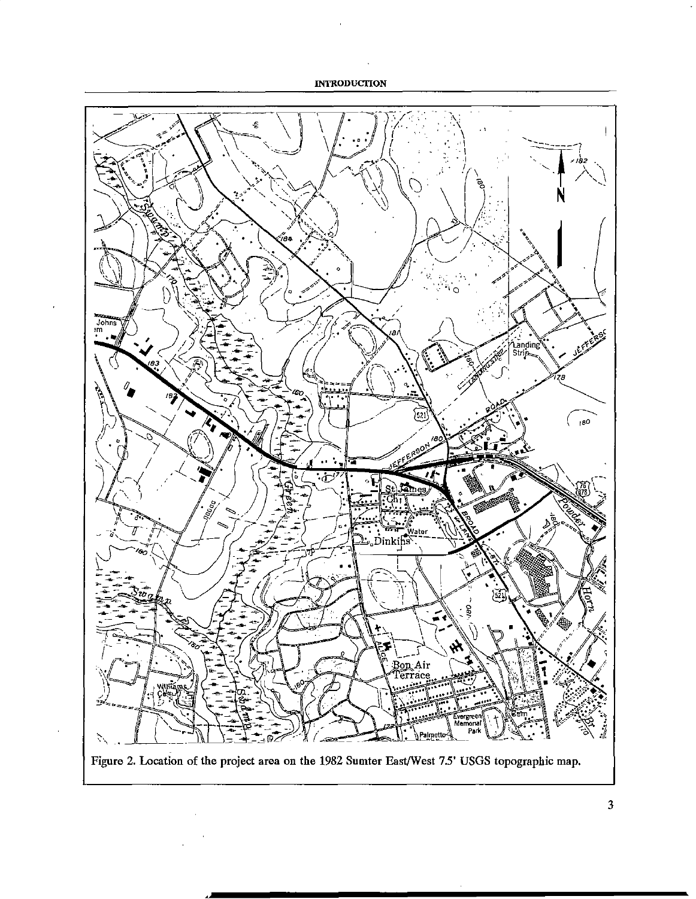Figure 2. Location of the project area on the 1982 Sumter East/West 7.5' USGS topographic map.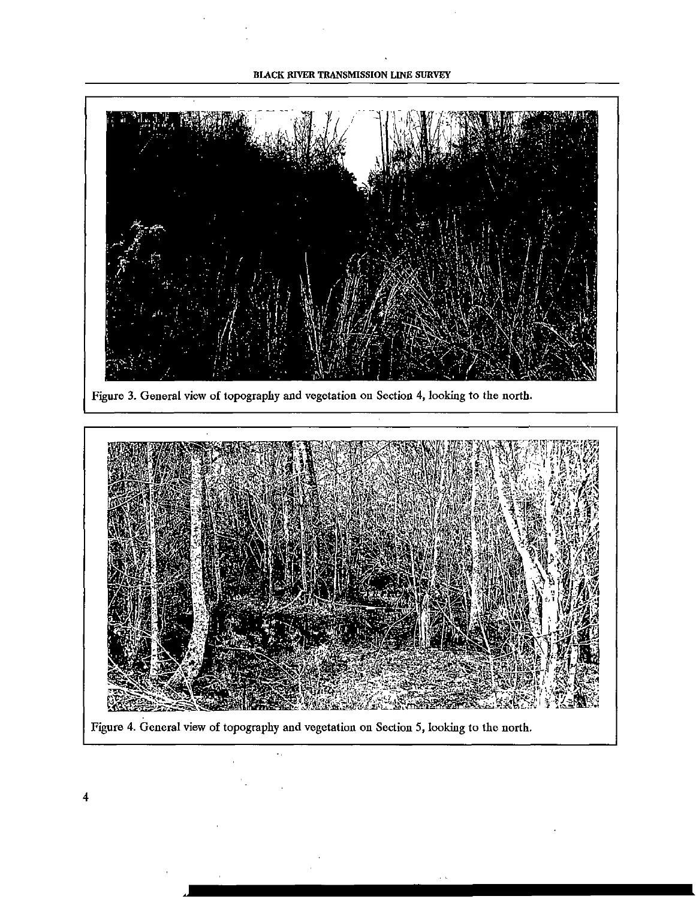Figure 3. General view of topography and vegetation on Section 4, looking to the north.

Figure 4. General view of topography and vegetation on Section 5, looking to the north.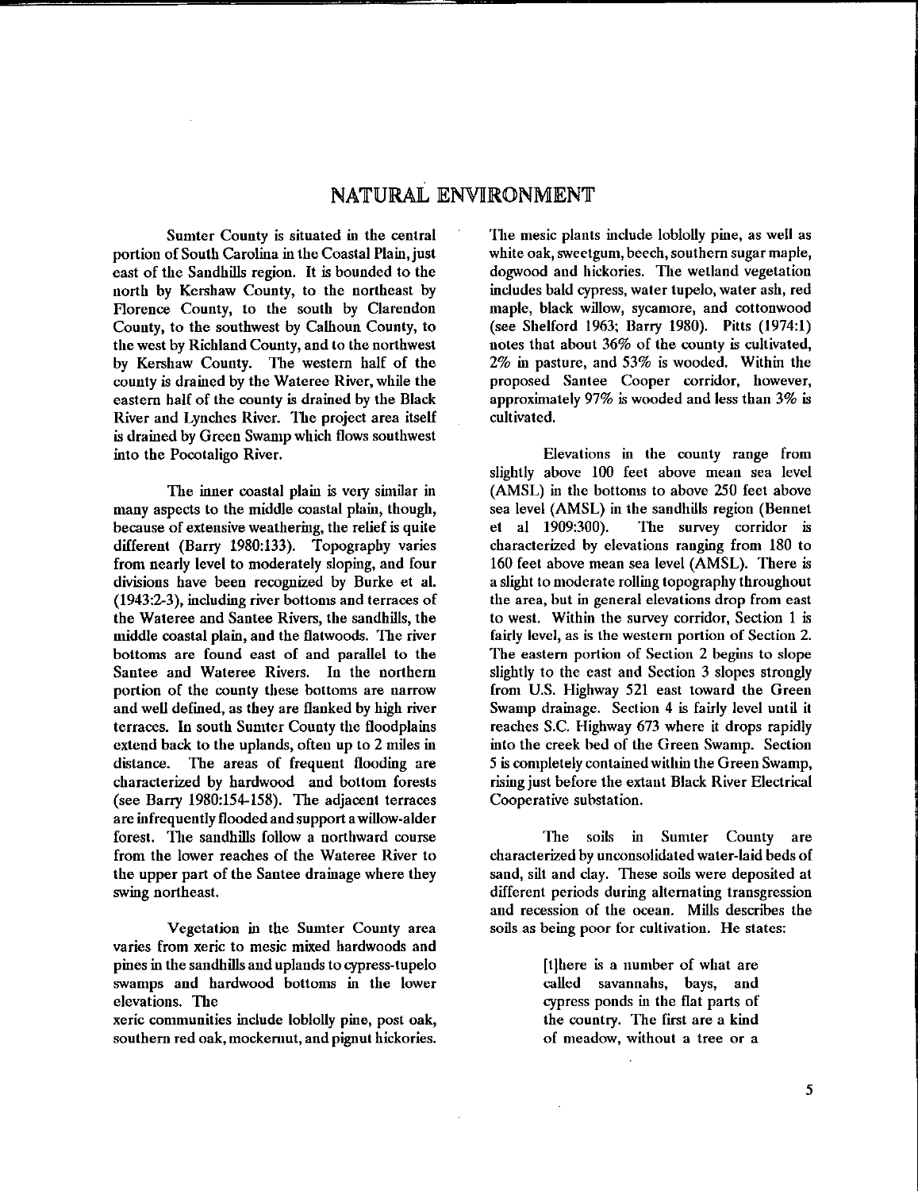# NATURAL ENVIRONMENT

Sumter County is situated in the central portion of South Carolina in the Coastal Plain, just east of the Sandhills region. It is bounded to the north by Kershaw County, to the northeast by Florence County, to the south by Clarendon County, to the southwest by Calhoun County, to the west by Richland County, and to the northwest by Kershaw County. The western half of the county is drained by the Wateree River, while the eastern half of the county is drained by the Black River and Lynches River. The project area itself is drained by Green Swamp which flows southwest into the Pocotaligo River.

The inner coastal plain is very similar in many aspects to the middle coastal plain, though, because of extensive weathering, the relief is quite different (Barry 1980:133). Topography varies from nearly level to moderately sloping, and four divisions have been recognized by Burke et al. (1943:2-3), including river bottoms and terraces of the Wateree and Santee Rivers, the sandhills, the middle coastal plain, and the flatwoods. The river bottoms are found east of and parallel to the Santee and Wateree Rivers. In the northern portion of the county these bottoms are narrow and well defined, as they are flanked by high river terraces. In south Sumter County the floodplains extend back to the uplands, often up to 2 miles in distance. The areas of frequent flooding are characterized by hardwood and bottom forests (see Barry 1980:154-158). The adjacent terraces are infrequently flooded and support a willow-alder forest. The sandhills follow a northward course from the lower reaches of the Wateree River to the upper part of the Santee drainage where they swing northeast.

Vegetation in the Sumter County area varies from xeric to mesic mixed hardwoods and pines in the sandhills and uplands to cypress-tupelo swamps and hardwood bottoms in the lower elevations. The xeric communities include loblolly pine, post oak, southern red oak, mockernut, and pignut hickories. The mesic plants include loblolly pine, as well as white oak, sweetgum, beech, southern sugar maple, dogwood and hickories. The wetland vegetation includes bald cypress, water tupelo, water ash, red maple, black willow, sycamore, and cottonwood (see Shelford 1963; Barry 1980). Pitts (1974:1) notes that about 36% of the county is cultivated, 2% in pasture, and 53% is wooded. Within the proposed Santee Cooper corridor, however, approximately 97% is wooded and less than 3% is cultivated.

Elevations in the county range from slightly above 100 feet above mean sea level (AMSL) in the bottoms to above 250 feet above sea level (AMSL) in the sandhills region (Bennet et al 1909:300). The survey corridor is characterized by elevations ranging from 180 to 160 feet above mean sea level (AMSL). There is a slight to moderate rolling topography throughout the area, but in general elevations drop from east to west. Within the survey corridor, Section 1 is fairly level, as is the western portion of Section 2. The eastern portion of Section 2 begins to slope slightly to the east and Section 3 slopes strongly from U.S. Highway 521 east toward the Green Swamp drainage. Section 4 is fairly level until it reaches S.C. Highway 673 where it drops rapidly into the creek bed of the Green Swamp. Section 5 is completely contained within the Green Swamp, rising just before the extant Black River Electrical Cooperative substation.

The soils in Sumter County are characterized by unconsolidated water-laid beds of sand, silt and clay. These soils were deposited at different periods during alternating transgression and recession of the ocean. Mills describes the soils as being poor for cultivation. He states:

> [t]here is a number of what are called savannahs, bays, and cypress ponds in the flat parts of the country. The first are a kind of meadow, without a tree or a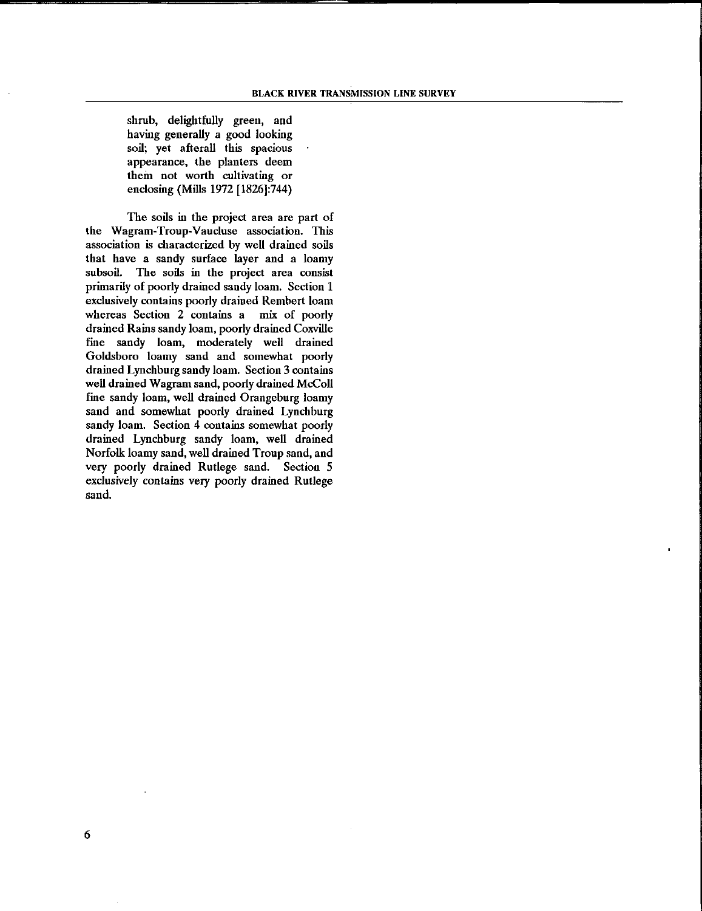> shrub, delightfully green, and having generally a good looking soil; yet afterall this spacious appearance, the planters deem them not worth cultivating or enclosing (Mills 1972 [1826]:744)

The soils in the project area are part of the Wagram-Troup-Vaucluse association. This association is characterized by well drained soils that have a sandy surface layer and a loamy subsoil. The soils in the project area consist primarily of poorly drained sandy loam. Section 1 exclusively contains poorly drained Rembert loam whereas Section 2 contains a mix of poorly drained Rains sandy loam, poorly drained Coxville fine sandy loam, moderately well drained Goldsboro loamy sand and somewhat poorly drained Lynchburg sandy loam. Section 3 contains well drained Wagram sand, poorly drained McColl fine sandy loam, well drained Orangeburg loamy sand and somewhat poorly drained Lynchburg sandy loam. Section 4 contains somewhat poorly drained Lynchburg sandy loam, well drained Norfolk loamy sand, well drained Troup sand, and very poorly drained Rutlege sand. Section 5 exclusively contains very poorly drained Rutlege sand.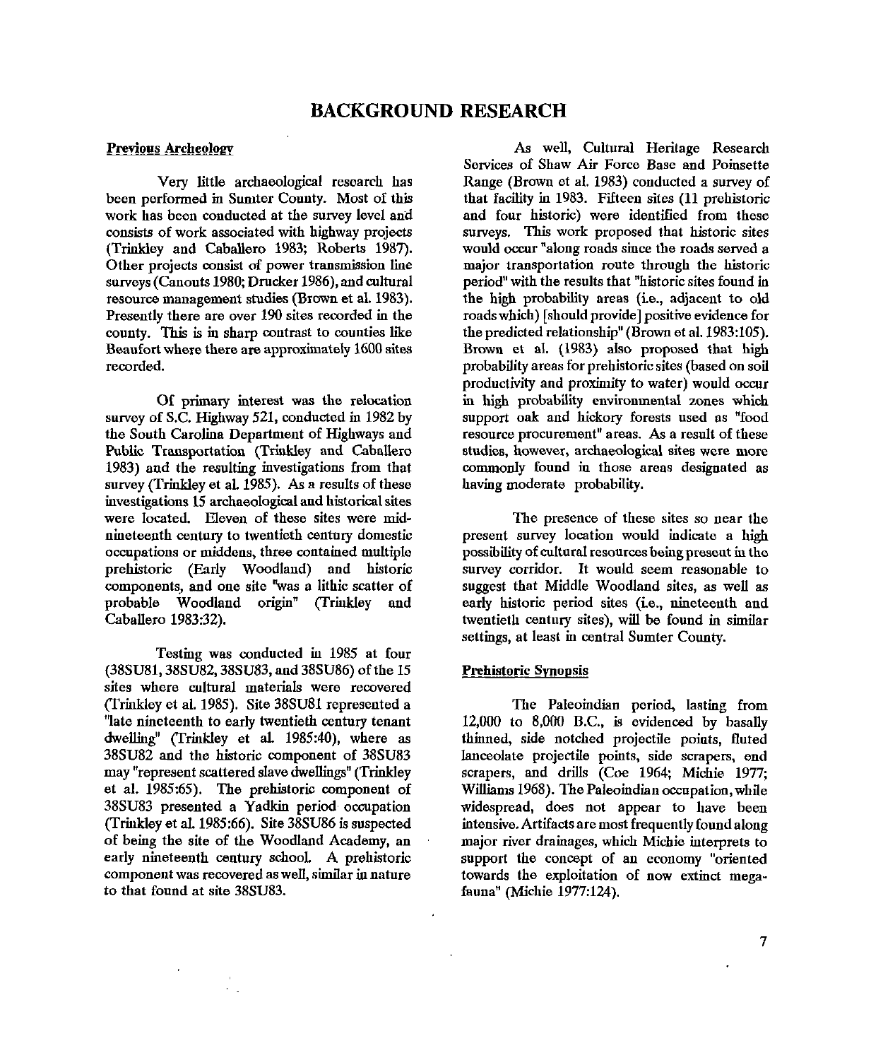# BACKGROUND RESEARCH

**Previous Archeology**

Very little archaeological research has been performed in Sumter County. Most of this work has been conducted at the survey level and consists of work associated with highway projects (Trinkley and Caballero 1983; Roberts 1987). Other projects consist of power transmission line surveys (Canouts 1980; Drucker 1986), and cultural resource management studies (Brown et al. 1983). Presently there are over 190 sites recorded in the county. This is in sharp contrast to counties like Beaufort where there are approximately 1600 sites recorded.

Of primary interest was the relocation survey of S.C. Highway 521, conducted in 1982 by the South Carolina Department of Highways and Public Transportation (Trinkley and Caballero 1983) and the resulting investigations from that survey (Trinkley et al. 1985). As a results of these investigations 15 archaeological and historical sites were located. Eleven of these sites were mid-nineteenth century to twentieth century domestic occupations or middens, three contained multiple prehistoric (Early Woodland) and historic components, and one site "was a lithic scatter of probable Woodland origin" (Trinkley and Caballero 1983:32).

Testing was conducted in 1985 at four (38SU81, 38SU82, 38SU83, and 38SU86) of the 15 sites where cultural materials were recovered (Trinkley et al. 1985). Site 38SU81 represented a "late nineteenth to early twentieth century tenant dwelling" (Trinkley et al. 1985:40), where as 38SU82 and the historic component of 38SU83 may "represent scattered slave dwellings" (Trinkley et al. 1985:65). The prehistoric component of 38SU83 presented a Yadkin period occupation (Trinkley et al. 1985:66). Site 38SU86 is suspected of being the site of the Woodland Academy, an early nineteenth century school. A prehistoric component was recovered as well, similar in nature to that found at site 38SU83.

As well, Cultural Heritage Research Services of Shaw Air Force Base and Poinsette Range (Brown et al. 1983) conducted a survey of that facility in 1983. Fifteen sites (11 prehistoric and four historic) were identified from these surveys. This work proposed that historic sites would occur "along roads since the roads served a major transportation route through the historic period" with the results that "historic sites found in the high probability areas (i.e., adjacent to old roads which) [should provide] positive evidence for the predicted relationship" (Brown et al. 1983:105). Brown et al. (1983) also proposed that high probability areas for prehistoric sites (based on soil productivity and proximity to water) would occur in high probability environmental zones which support oak and hickory forests used as "food resource procurement" areas. As a result of these studies, however, archaeological sites were more commonly found in those areas designated as having moderate probability.

The presence of these sites so near the present survey location would indicate a high possibility of cultural resources being present in the survey corridor. It would seem reasonable to suggest that Middle Woodland sites, as well as early historic period sites (i.e., nineteenth and twentieth century sites), will be found in similar settings, at least in central Sumter County.

**Prehistoric Synopsis**

The Paleoindian period, lasting from 12,000 to 8,000 B.C., is evidenced by basally thinned, side notched projectile points, fluted lanceolate projectile points, side scrapers, end scrapers, and drills (Coe 1964; Michie 1977; Williams 1968). The Paleoindian occupation, while widespread, does not appear to have been intensive. Artifacts are most frequently found along major river drainages, which Michie interprets to support the concept of an economy "oriented towards the exploitation of now extinct mega-fauna" (Michie 1977:124).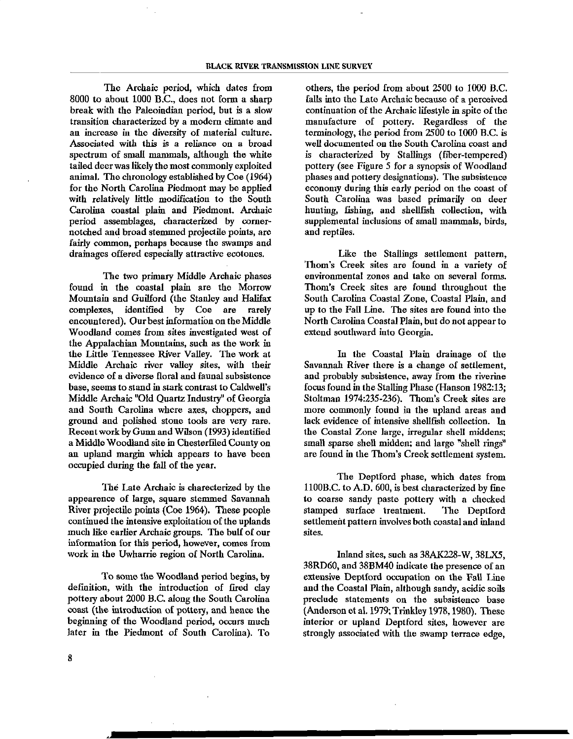The Archaic period, which dates from 8000 to about 1000 B.C., does not form a sharp break with the Paleoindian period, but is a slow transition characterized by a modern climate and an increase in the diversity of material culture. Associated with this is a reliance on a broad spectrum of small mammals, although the white tailed deer was likely the most commonly exploited animal. The chronology established by Coe (1964) for the North Carolina Piedmont may be applied with relatively little modification to the South Carolina coastal plain and Piedmont. Archaic period assemblages, characterized by corner-notched and broad stemmed projectile points, are fairly common, perhaps because the swamps and drainages offered especially attractive ecotones.

The two primary Middle Archaic phases found in the coastal plain are the Morrow Mountain and Guilford (the Stanley and Halifax complexes, identified by Coe are rarely encountered). Our best information on the Middle Woodland comes from sites investigated west of the Appalachian Mountains, such as the work in the Little Tennessee River Valley. The work at Middle Archaic river valley sites, with their evidence of a diverse floral and faunal subsistence base, seems to stand in stark contrast to Caldwell's Middle Archaic "Old Quartz Industry" of Georgia and South Carolina where axes, choppers, and ground and polished stone tools are very rare. Recent work by Gunn and Wilson (1993) identified a Middle Woodland site in Chesterfiled County on an upland margin which appears to have been occupied during the fall of the year.

The Late Archaic is charecterized by the appearence of large, square stemmed Savannah River projectile points (Coe 1964). These people continued the intensive exploitation of the uplands much like earlier Archaic groups. The bulf of our information for this period, however, comes from work in the Uwharrie region of North Carolina.

To some the Woodland period begins, by definition, with the introduction of fired clay pottery about 2000 B.C. along the South Carolina coast (the introduction of pottery, and hence the beginning of the Woodland period, occurs much later in the Piedmont of South Carolina). To others, the period from about 2500 to 1000 B.C. falls into the Late Archaic because of a perceived continuation of the Archaic lifestyle in spite of the manufacture of pottery. Regardless of the terminology, the period from 2500 to 1000 B.C. is well documented on the South Carolina coast and is characterized by Stallings (fiber-tempered) pottery (see Figure 5 for a synopsis of Woodland phases and pottery designations). The subsistence economy during this early period on the coast of South Carolina was based primarily on deer hunting, fishing, and shellfish collection, with supplemental inclusions of small mammals, birds, and reptiles.

Like the Stallings settlement pattern, Thom's Creek sites are found in a variety of environmental zones and take on several forms. Thom's Creek sites are found throughout the South Carolina Coastal Zone, Coastal Plain, and up to the Fall Line. The sites are found into the North Carolina Coastal Plain, but do not appear to extend southward into Georgia.

In the Coastal Plain drainage of the Savannah River there is a change of settlement, and probably subsistence, away from the riverine focus found in the Stalling Phase (Hanson 1982:13; Stoltman 1974:235-236). Thom's Creek sites are more commonly found in the upland areas and lack evidence of intensive shellfish collection. In the Coastal Zone large, irregular shell middens; small sparse shell midden; and large "shell rings" are found in the Thom's Creek settlement system.

The Deptford phase, which dates from 1100B.C. to A.D. 600, is best characterized by fine to coarse sandy paste pottery with a checked stamped surface treatment. The Deptford settlement pattern involves both coastal and inland sites.

Inland sites, such as 38AK228-W, 38LX5, 38RD60, and 38BM40 indicate the presence of an extensive Deptford occupation on the Fall Line and the Coastal Plain, although sandy, acidic soils preclude statements on the subsistence base (Anderson et al. 1979; Trinkley 1978, 1980). These interior or upland Deptford sites, however are strongly associated with the swamp terrace edge,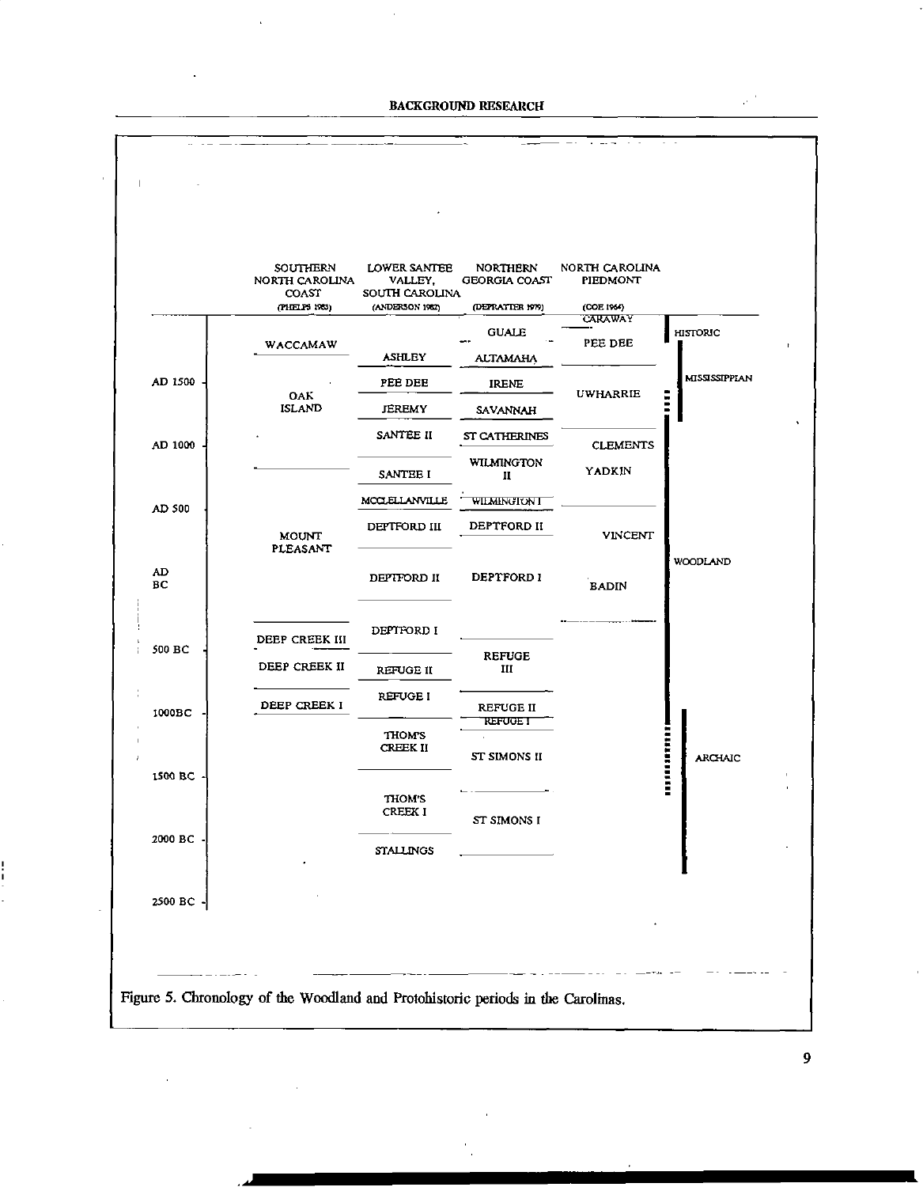| | SOUTHERN NORTH CAROLINA COAST (PHELPS 1983) | LOWER SANTEE VALLEY, SOUTH CAROLINA (ANDERSON 1982) | NORTHERN GEORGIA COAST (DEPRATTER 1979) | NORTH CAROLINA PIEDMONT (COE 1964) | |
|---|---|---|---|---|---|
| | WACCAMAW | ASHLEY | GUALE / ALTAMAHA | CARAWAY / PEE DEE | HISTORIC |
| AD 1500 | OAK ISLAND | PEE DEE / JEREMY | IRENE / SAVANNAH | UWHARRIE | MISSISSIPPIAN |
| AD 1000 | | SANTEE II / SANTEE I | ST CATHERINES / WILMINGTON II | CLEMENTS / YADKIN | |
| AD 500 | MOUNT PLEASANT | MCCLELLANVILLE / DEPTFORD III | WILMINGTON I / DEPTFORD II | VINCENT | WOODLAND |
| AD / BC | | DEPTFORD II | DEPTFORD I | BADIN | |
| 500 BC | DEEP CREEK III / DEEP CREEK II | DEPTFORD I / REFUGE II | REFUGE III | | |
| 1000BC | DEEP CREEK I | REFUGE I | REFUGE II / REFUGE I | | |
| 1500 BC | | THOM'S CREEK II | ST SIMONS II | | ARCHAIC |
| 2000 BC | | THOM'S CREEK I / STALLINGS | ST SIMONS I | | |
| 2500 BC | | | | | |

Figure 5. Chronology of the Woodland and Protohistoric periods in the Carolinas.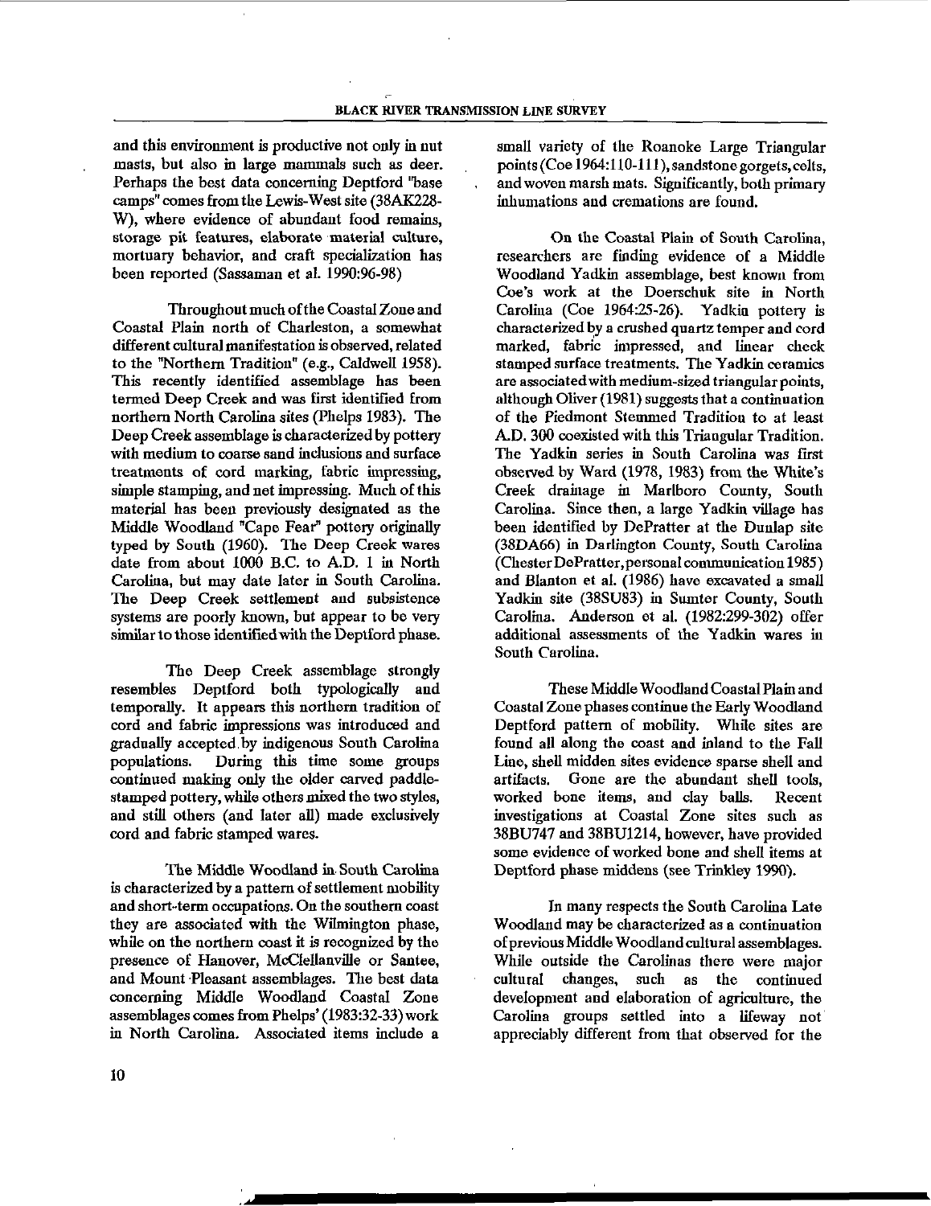and this environment is productive not only in nut masts, but also in large mammals such as deer. Perhaps the best data concerning Deptford "base camps" comes from the Lewis-West site (38AK228-W), where evidence of abundant food remains, storage pit features, elaborate material culture, mortuary behavior, and craft specialization has been reported (Sassaman et al. 1990:96-98)

Throughout much of the Coastal Zone and Coastal Plain north of Charleston, a somewhat different cultural manifestation is observed, related to the "Northern Tradition" (e.g., Caldwell 1958). This recently identified assemblage has been termed Deep Creek and was first identified from northern North Carolina sites (Phelps 1983). The Deep Creek assemblage is characterized by pottery with medium to coarse sand inclusions and surface treatments of cord marking, fabric impressing, simple stamping, and net impressing. Much of this material has been previously designated as the Middle Woodland "Cape Fear" pottery originally typed by South (1960). The Deep Creek wares date from about 1000 B.C. to A.D. 1 in North Carolina, but may date later in South Carolina. The Deep Creek settlement and subsistence systems are poorly known, but appear to be very similar to those identified with the Deptford phase.

The Deep Creek assemblage strongly resembles Deptford both typologically and temporally. It appears this northern tradition of cord and fabric impressions was introduced and gradually accepted by indigenous South Carolina populations. During this time some groups continued making only the older carved paddle-stamped pottery, while others mixed the two styles, and still others (and later all) made exclusively cord and fabric stamped wares.

The Middle Woodland in South Carolina is characterized by a pattern of settlement mobility and short-term occupations. On the southern coast they are associated with the Wilmington phase, while on the northern coast it is recognized by the presence of Hanover, McClellanville or Santee, and Mount Pleasant assemblages. The best data concerning Middle Woodland Coastal Zone assemblages comes from Phelps' (1983:32-33) work in North Carolina. Associated items include a small variety of the Roanoke Large Triangular points (Coe 1964:110-111), sandstone gorgets, celts, and woven marsh mats. Significantly, both primary inhumations and cremations are found.

On the Coastal Plain of South Carolina, researchers are finding evidence of a Middle Woodland Yadkin assemblage, best known from Coe's work at the Doerschuk site in North Carolina (Coe 1964:25-26). Yadkin pottery is characterized by a crushed quartz temper and cord marked, fabric impressed, and linear check stamped surface treatments. The Yadkin ceramics are associated with medium-sized triangular points, although Oliver (1981) suggests that a continuation of the Piedmont Stemmed Tradition to at least A.D. 300 coexisted with this Triangular Tradition. The Yadkin series in South Carolina was first observed by Ward (1978, 1983) from the White's Creek drainage in Marlboro County, South Carolina. Since then, a large Yadkin village has been identified by DePratter at the Dunlap site (38DA66) in Darlington County, South Carolina (Chester DePratter, personal communication 1985) and Blanton et al. (1986) have excavated a small Yadkin site (38SU83) in Sumter County, South Carolina. Anderson et al. (1982:299-302) offer additional assessments of the Yadkin wares in South Carolina.

These Middle Woodland Coastal Plain and Coastal Zone phases continue the Early Woodland Deptford pattern of mobility. While sites are found all along the coast and inland to the Fall Line, shell midden sites evidence sparse shell and artifacts. Gone are the abundant shell tools, worked bone items, and clay balls. Recent investigations at Coastal Zone sites such as 38BU747 and 38BU1214, however, have provided some evidence of worked bone and shell items at Deptford phase middens (see Trinkley 1990).

In many respects the South Carolina Late Woodland may be characterized as a continuation of previous Middle Woodland cultural assemblages. While outside the Carolinas there were major cultural changes, such as the continued development and elaboration of agriculture, the Carolina groups settled into a lifeway not appreciably different from that observed for the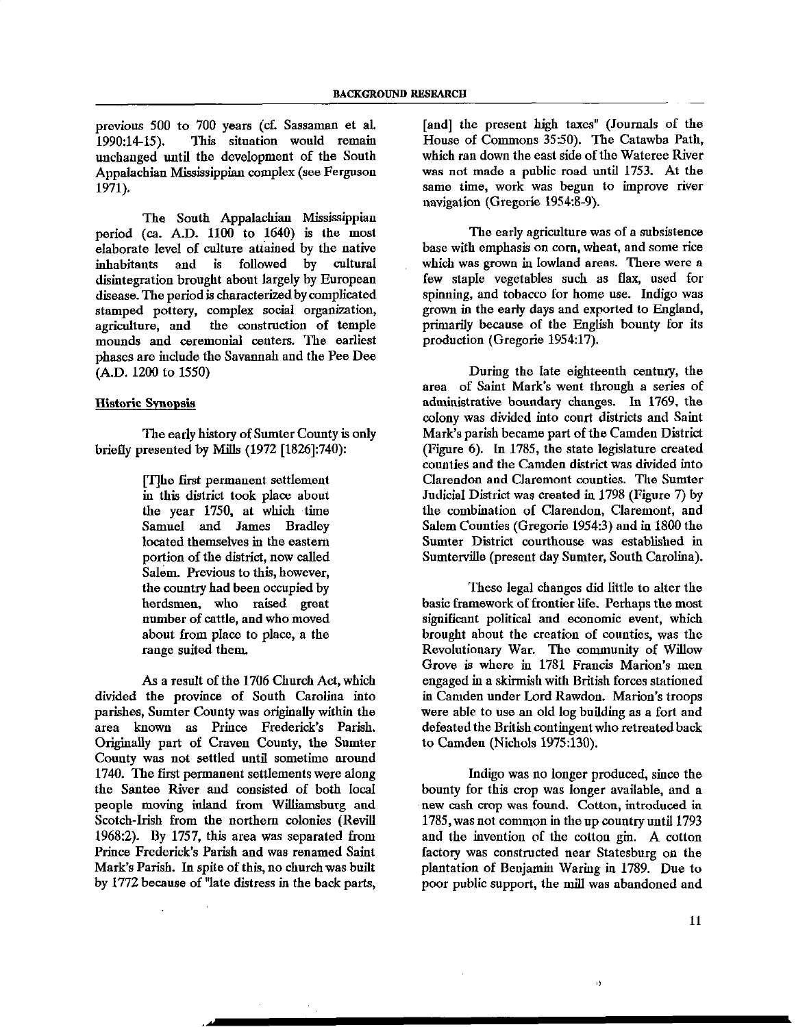previous 500 to 700 years (cf. Sassaman et al. 1990:14-15). This situation would remain unchanged until the development of the South Appalachian Mississippian complex (see Ferguson 1971).

The South Appalachian Mississippian period (ca. A.D. 1100 to 1640) is the most elaborate level of culture attained by the native inhabitants and is followed by cultural disintegration brought about largely by European disease. The period is characterized by complicated stamped pottery, complex social organization, agriculture, and the construction of temple mounds and ceremonial centers. The earliest phases are include the Savannah and the Pee Dee (A.D. 1200 to 1550)

### Historic Synopsis

The early history of Sumter County is only briefly presented by Mills (1972 [1826]:740):

> [T]he first permanent settlement in this district took place about the year 1750, at which time Samuel and James Bradley located themselves in the eastern portion of the district, now called Salem. Previous to this, however, the country had been occupied by herdsmen, who raised great number of cattle, and who moved about from place to place, a the range suited them.

As a result of the 1706 Church Act, which divided the province of South Carolina into parishes, Sumter County was originally within the area known as Prince Frederick's Parish. Originally part of Craven County, the Sumter County was not settled until sometime around 1740. The first permanent settlements were along the Santee River and consisted of both local people moving inland from Williamsburg and Scotch-Irish from the northern colonies (Revill 1968:2). By 1757, this area was separated from Prince Frederick's Parish and was renamed Saint Mark's Parish. In spite of this, no church was built by 1772 because of "late distress in the back parts, [and] the present high taxes" (Journals of the House of Commons 35:50). The Catawba Path, which ran down the east side of the Wateree River was not made a public road until 1753. At the same time, work was begun to improve river navigation (Gregorie 1954:8-9).

The early agriculture was of a subsistence base with emphasis on corn, wheat, and some rice which was grown in lowland areas. There were a few staple vegetables such as flax, used for spinning, and tobacco for home use. Indigo was grown in the early days and exported to England, primarily because of the English bounty for its production (Gregorie 1954:17).

During the late eighteenth century, the area of Saint Mark's went through a series of administrative boundary changes. In 1769, the colony was divided into court districts and Saint Mark's parish became part of the Camden District (Figure 6). In 1785, the state legislature created counties and the Camden district was divided into Clarendon and Claremont counties. The Sumter Judicial District was created in 1798 (Figure 7) by the combination of Clarendon, Claremont, and Salem Counties (Gregorie 1954:3) and in 1800 the Sumter District courthouse was established in Sumterville (present day Sumter, South Carolina).

These legal changes did little to alter the basic framework of frontier life. Perhaps the most significant political and economic event, which brought about the creation of counties, was the Revolutionary War. The community of Willow Grove is where in 1781 Francis Marion's men engaged in a skirmish with British forces stationed in Camden under Lord Rawdon. Marion's troops were able to use an old log building as a fort and defeated the British contingent who retreated back to Camden (Nichols 1975:130).

Indigo was no longer produced, since the bounty for this crop was longer available, and a new cash crop was found. Cotton, introduced in 1785, was not common in the up country until 1793 and the invention of the cotton gin. A cotton factory was constructed near Statesburg on the plantation of Benjamin Waring in 1789. Due to poor public support, the mill was abandoned and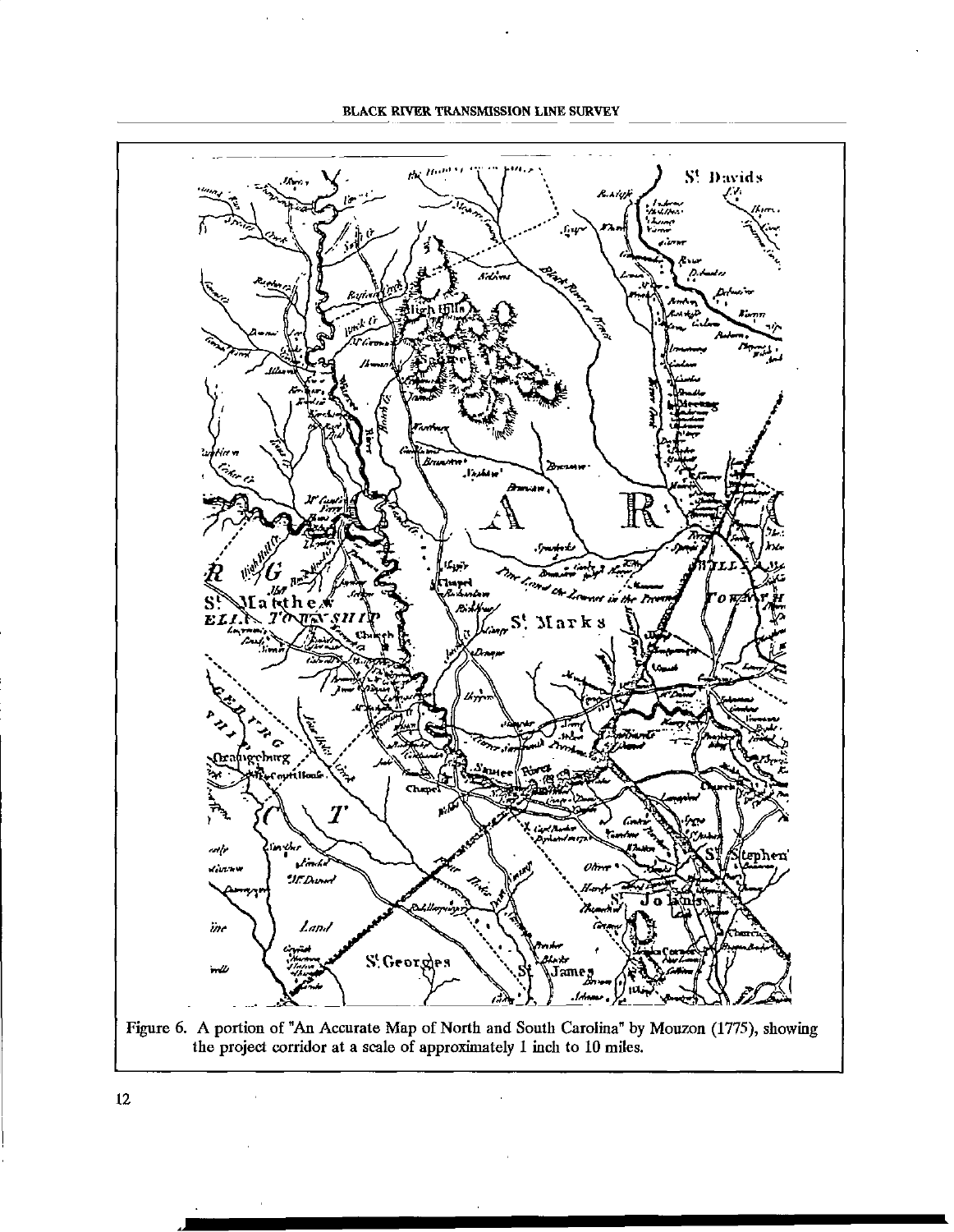Figure 6. A portion of "An Accurate Map of North and South Carolina" by Mouzon (1775), showing the project corridor at a scale of approximately 1 inch to 10 miles.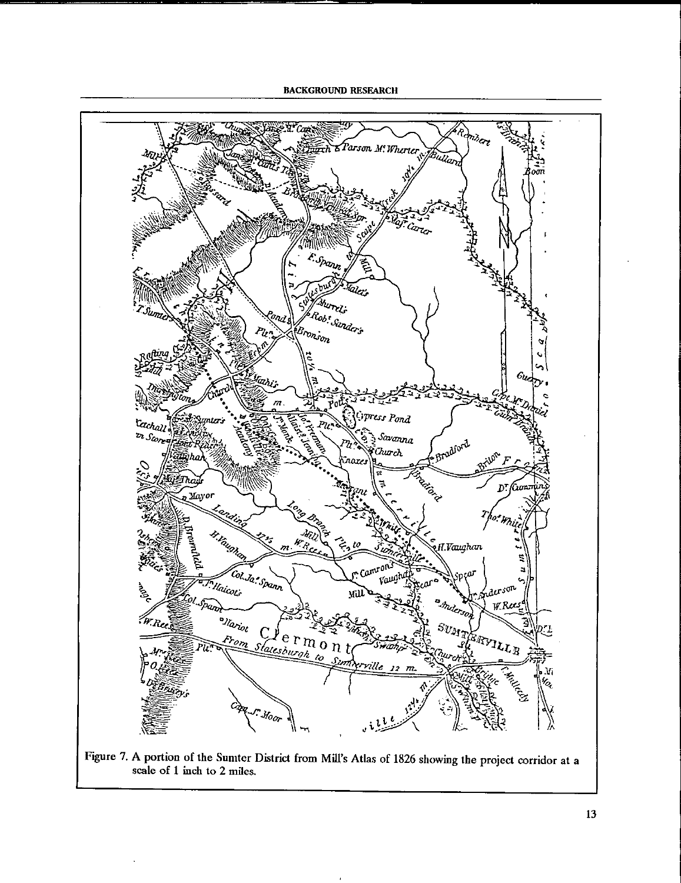Figure 7. A portion of the Sumter District from Mill's Atlas of 1826 showing the project corridor at a scale of 1 inch to 2 miles.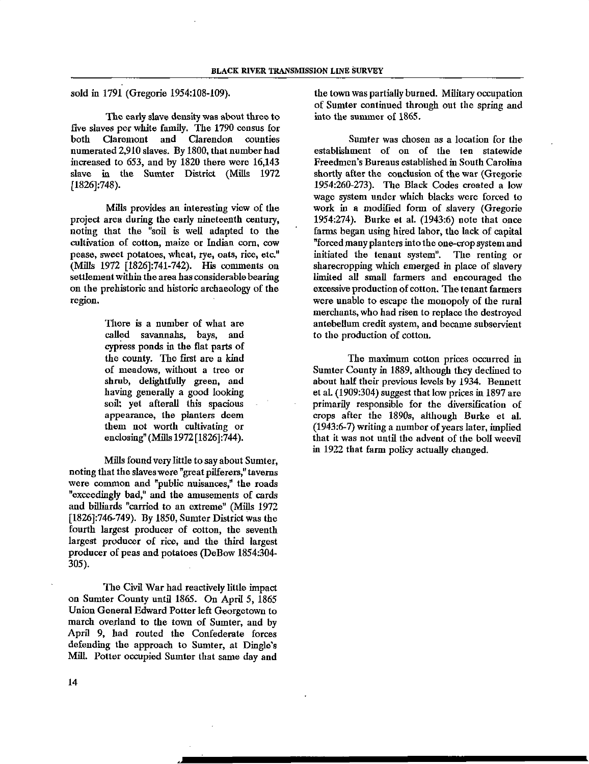sold in 1791 (Gregorie 1954:108-109).

The early slave density was about three to five slaves per white family. The 1790 census for both Claremont and Clarendon counties numerated 2,910 slaves. By 1800, that number had increased to 653, and by 1820 there were 16,143 slave in the Sumter District (Mills 1972 [1826]:748).

Mills provides an interesting view of the project area during the early nineteenth century, noting that the "soil is well adapted to the cultivation of cotton, maize or Indian corn, cow pease, sweet potatoes, wheat, rye, oats, rice, etc." (Mills 1972 [1826]:741-742). His comments on settlement within the area has considerable bearing on the prehistoric and historic archaeology of the region.

> There is a number of what are called savannahs, bays, and cypress ponds in the flat parts of the county. The first are a kind of meadows, without a tree or shrub, delightfully green, and having generally a good looking soil; yet afterall this spacious appearance, the planters deem them not worth cultivating or enclosing" (Mills 1972 [1826]:744).

Mills found very little to say about Sumter, noting that the slaves were "great pilferers," taverns were common and "public nuisances," the roads "exceedingly bad," and the amusements of cards and billiards "carried to an extreme" (Mills 1972 [1826]:746-749). By 1850, Sumter District was the fourth largest producer of cotton, the seventh largest producer of rice, and the third largest producer of peas and potatoes (DeBow 1854:304-305).

The Civil War had reactively little impact on Sumter County until 1865. On April 5, 1865 Union General Edward Potter left Georgetown to march overland to the town of Sumter, and by April 9, had routed the Confederate forces defending the approach to Sumter, at Dingle's Mill. Potter occupied Sumter that same day and the town was partially burned. Military occupation of Sumter continued through out the spring and into the summer of 1865.

Sumter was chosen as a location for the establishment of on of the ten statewide Freedmen's Bureaus established in South Carolina shortly after the conclusion of the war (Gregorie 1954:260-273). The Black Codes created a low wage system under which blacks were forced to work in a modified form of slavery (Gregorie 1954:274). Burke et al. (1943:6) note that once farms began using hired labor, the lack of capital "forced many planters into the one-crop system and initiated the tenant system". The renting or sharecropping which emerged in place of slavery limited all small farmers and encouraged the excessive production of cotton. The tenant farmers were unable to escape the monopoly of the rural merchants, who had risen to replace the destroyed antebellum credit system, and became subservient to the production of cotton.

The maximum cotton prices occurred in Sumter County in 1889, although they declined to about half their previous levels by 1934. Bennett et al. (1909:304) suggest that low prices in 1897 are primarily responsible for the diversification of crops after the 1890s, although Burke et al. (1943:6-7) writing a number of years later, implied that it was not until the advent of the boll weevil in 1922 that farm policy actually changed.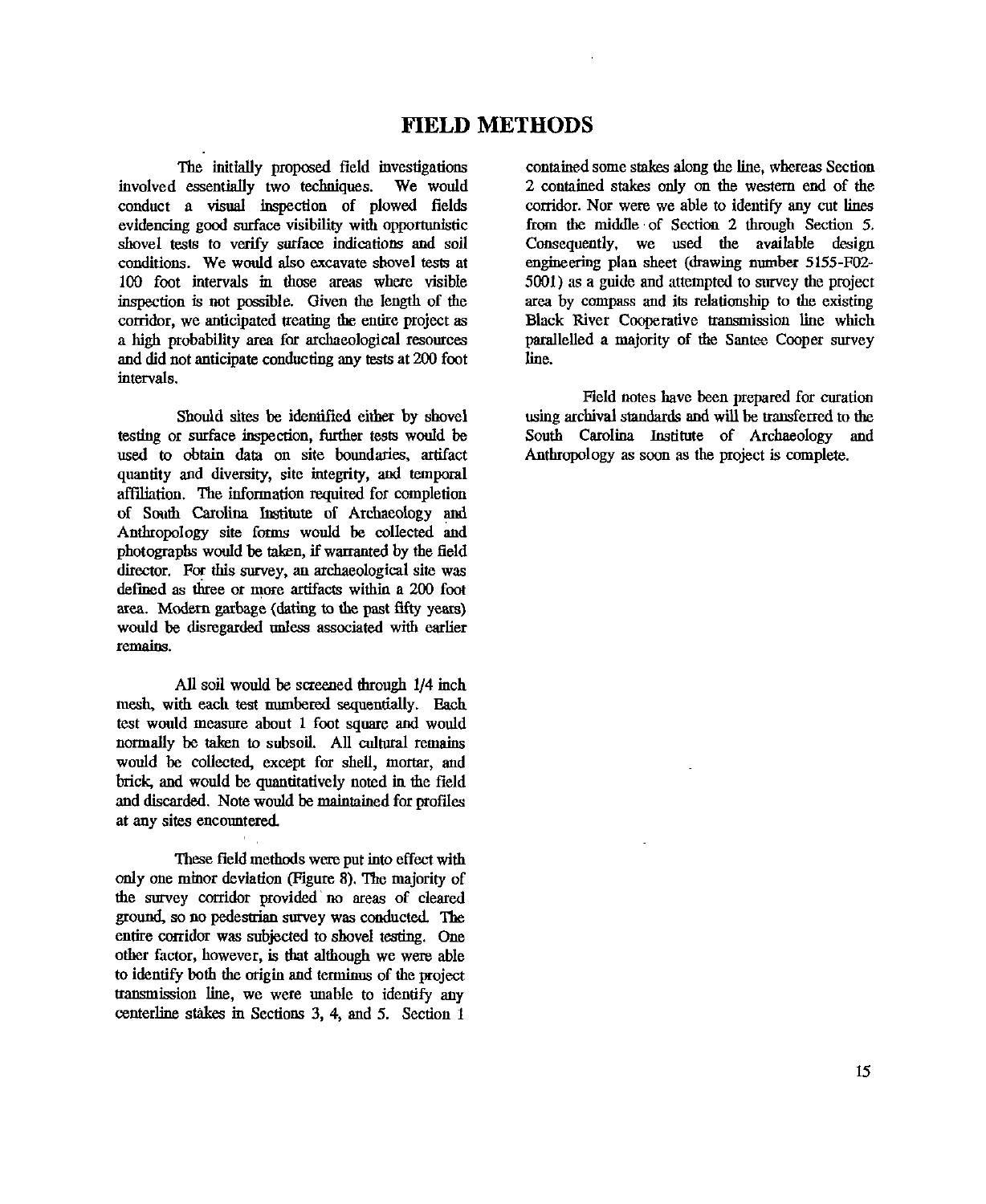# FIELD METHODS

The initially proposed field investigations involved essentially two techniques. We would conduct a visual inspection of plowed fields evidencing good surface visibility with opportunistic shovel tests to verify surface indications and soil conditions. We would also excavate shovel tests at 100 foot intervals in those areas where visible inspection is not possible. Given the length of the corridor, we anticipated treating the entire project as a high probability area for archaeological resources and did not anticipate conducting any tests at 200 foot intervals.

Should sites be identified either by shovel testing or surface inspection, further tests would be used to obtain data on site boundaries, artifact quantity and diversity, site integrity, and temporal affiliation. The information required for completion of South Carolina Institute of Archaeology and Anthropology site forms would be collected and photographs would be taken, if warranted by the field director. For this survey, an archaeological site was defined as three or more artifacts within a 200 foot area. Modern garbage (dating to the past fifty years) would be disregarded unless associated with earlier remains.

All soil would be screened through 1/4 inch mesh, with each test numbered sequentially. Each test would measure about 1 foot square and would normally be taken to subsoil. All cultural remains would be collected, except for shell, mortar, and brick, and would be quantitatively noted in the field and discarded. Note would be maintained for profiles at any sites encountered.

These field methods were put into effect with only one minor deviation (Figure 8). The majority of the survey corridor provided no areas of cleared ground, so no pedestrian survey was conducted. The entire corridor was subjected to shovel testing. One other factor, however, is that although we were able to identify both the origin and terminus of the project transmission line, we were unable to identify any centerline stakes in Sections 3, 4, and 5. Section 1 contained some stakes along the line, whereas Section 2 contained stakes only on the western end of the corridor. Nor were we able to identify any cut lines from the middle of Section 2 through Section 5. Consequently, we used the available design engineering plan sheet (drawing number 5155-F02-5001) as a guide and attempted to survey the project area by compass and its relationship to the existing Black River Cooperative transmission line which parallelled a majority of the Santee Cooper survey line.

Field notes have been prepared for curation using archival standards and will be transferred to the South Carolina Institute of Archaeology and Anthropology as soon as the project is complete.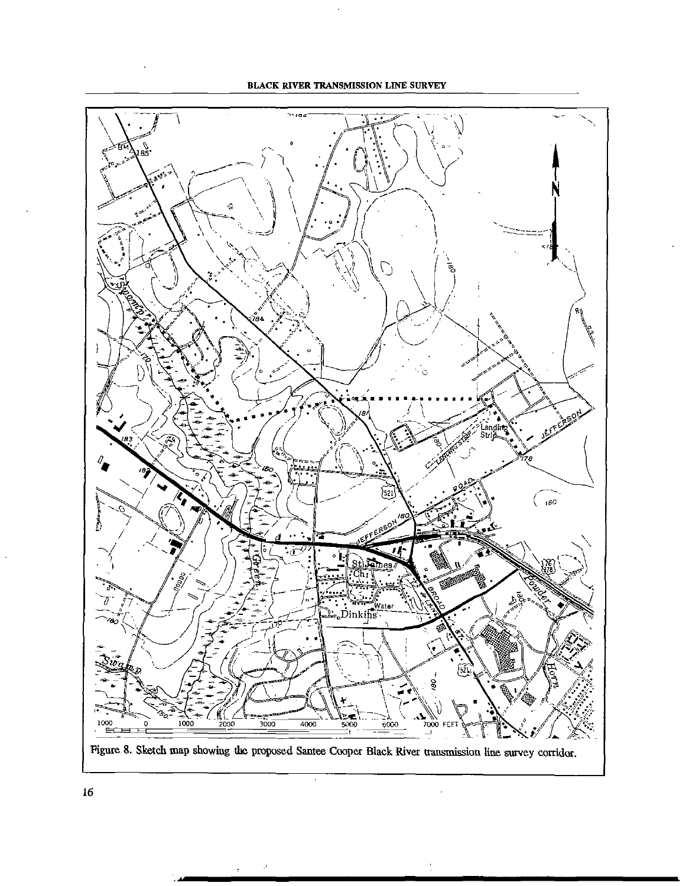Figure 8. Sketch map showing the proposed Santee Cooper Black River transmission line survey corridor.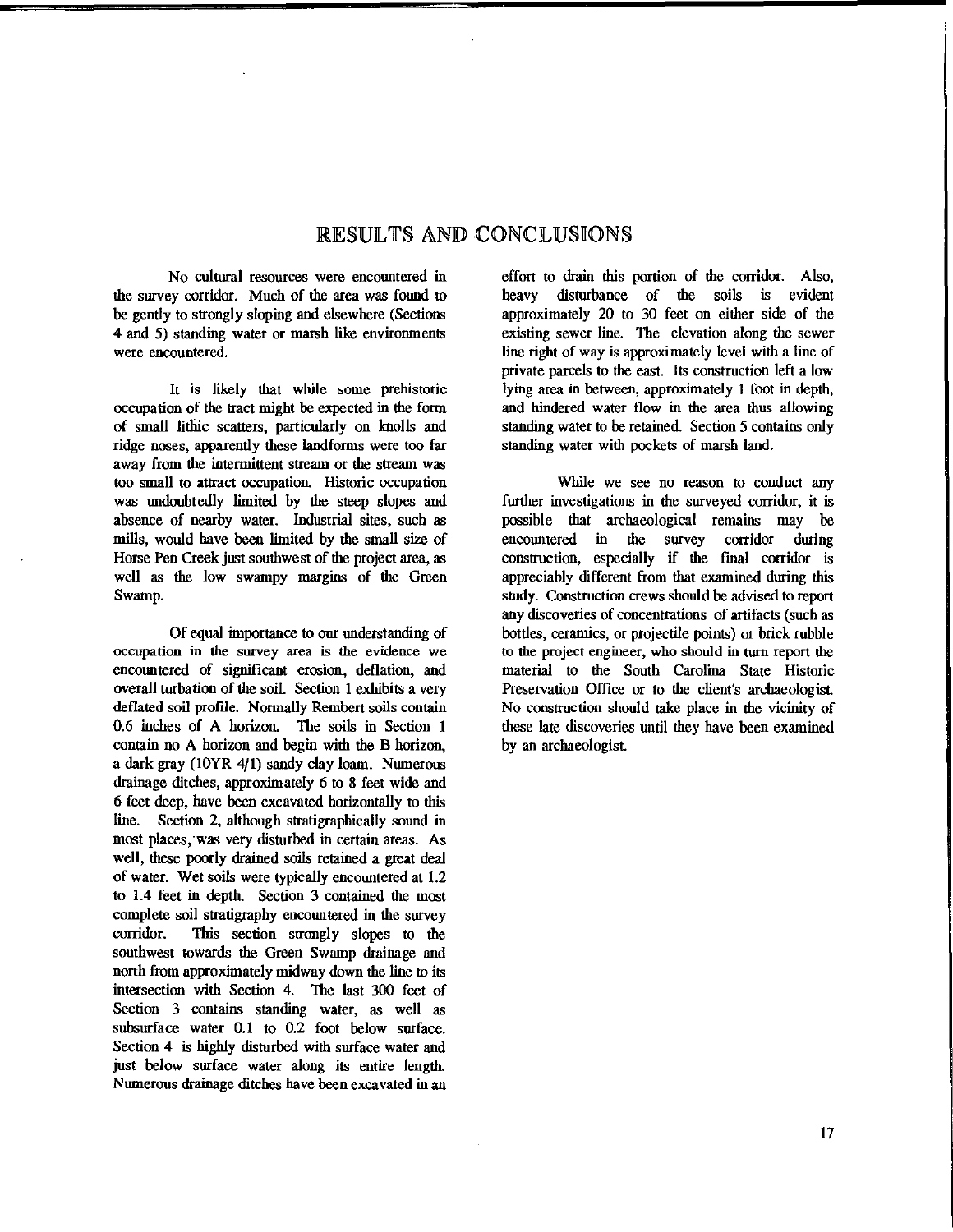# RESULTS AND CONCLUSIONS

No cultural resources were encountered in the survey corridor. Much of the area was found to be gently to strongly sloping and elsewhere (Sections 4 and 5) standing water or marsh like environments were encountered.

It is likely that while some prehistoric occupation of the tract might be expected in the form of small lithic scatters, particularly on knolls and ridge noses, apparently these landforms were too far away from the intermittent stream or the stream was too small to attract occupation. Historic occupation was undoubtedly limited by the steep slopes and absence of nearby water. Industrial sites, such as mills, would have been limited by the small size of Horse Pen Creek just southwest of the project area, as well as the low swampy margins of the Green Swamp.

Of equal importance to our understanding of occupation in the survey area is the evidence we encountered of significant erosion, deflation, and overall turbation of the soil. Section 1 exhibits a very deflated soil profile. Normally Rembert soils contain 0.6 inches of A horizon. The soils in Section 1 contain no A horizon and begin with the B horizon, a dark gray (10YR 4/1) sandy clay loam. Numerous drainage ditches, approximately 6 to 8 feet wide and 6 feet deep, have been excavated horizontally to this line. Section 2, although stratigraphically sound in most places, was very disturbed in certain areas. As well, these poorly drained soils retained a great deal of water. Wet soils were typically encountered at 1.2 to 1.4 feet in depth. Section 3 contained the most complete soil stratigraphy encountered in the survey corridor. This section strongly slopes to the southwest towards the Green Swamp drainage and north from approximately midway down the line to its intersection with Section 4. The last 300 feet of Section 3 contains standing water, as well as subsurface water 0.1 to 0.2 foot below surface. Section 4 is highly disturbed with surface water and just below surface water along its entire length. Numerous drainage ditches have been excavated in an effort to drain this portion of the corridor. Also, heavy disturbance of the soils is evident approximately 20 to 30 feet on either side of the existing sewer line. The elevation along the sewer line right of way is approximately level with a line of private parcels to the east. Its construction left a low lying area in between, approximately 1 foot in depth, and hindered water flow in the area thus allowing standing water to be retained. Section 5 contains only standing water with pockets of marsh land.

While we see no reason to conduct any further investigations in the surveyed corridor, it is possible that archaeological remains may be encountered in the survey corridor during construction, especially if the final corridor is appreciably different from that examined during this study. Construction crews should be advised to report any discoveries of concentrations of artifacts (such as bottles, ceramics, or projectile points) or brick rubble to the project engineer, who should in turn report the material to the South Carolina State Historic Preservation Office or to the client's archaeologist. No construction should take place in the vicinity of these late discoveries until they have been examined by an archaeologist.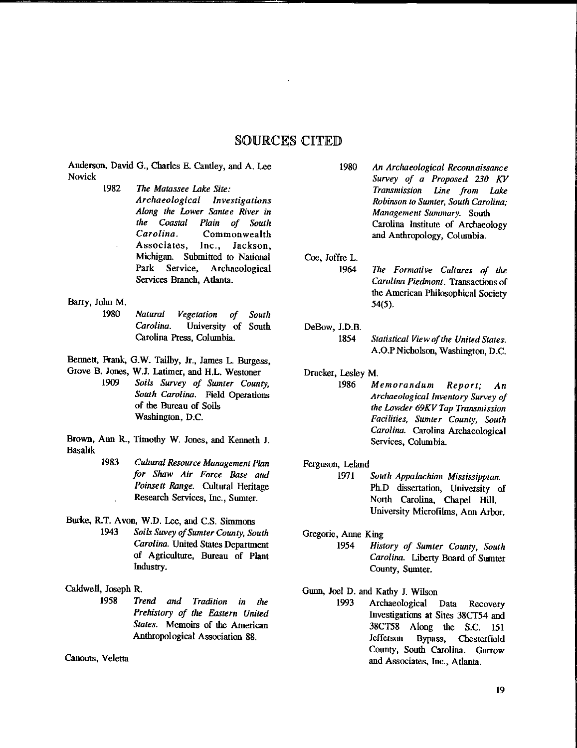## SOURCES CITED

Anderson, David G., Charles E. Cantley, and A. Lee Novick

1982 *The Matassee Lake Site: Archaeological Investigations Along the Lower Santee River in the Coastal Plain of South Carolina.* Commonwealth Associates, Inc., Jackson, Michigan. Submitted to National Park Service, Archaeological Services Branch, Atlanta.

Barry, John M.

1980 *Natural Vegetation of South Carolina.* University of South Carolina Press, Columbia.

Bennett, Frank, G.W. Tailby, Jr., James L. Burgess, Grove B. Jones, W.J. Latimer, and H.L. Westoner

1909 *Soils Survey of Sumter County, South Carolina.* Field Operations of the Bureau of Soils Washington, D.C.

Brown, Ann R., Timothy W. Jones, and Kenneth J. Basalik

1983 *Cultural Resource Management Plan for Shaw Air Force Base and Poinsett Range.* Cultural Heritage Research Services, Inc., Sumter.

Burke, R.T. Avon, W.D. Lee, and C.S. Simmons

1943 *Soils Suvey of Sumter County, South Carolina.* United States Department of Agriculture, Bureau of Plant Industry.

Caldwell, Joseph R.

1958 *Trend and Tradition in the Prehistory of the Eastern United States.* Memoirs of the American Anthropological Association 88.

Canouts, Veletta

1980 *An Archaeological Reconnaissance Survey of a Proposed 230 KV Transmission Line from Lake Robinson to Sumter, South Carolina; Management Summary.* South Carolina Institute of Archaeology and Anthropology, Columbia.

Coe, Joffre L.

1964 *The Formative Cultures of the Carolina Piedmont.* Transactions of the American Philosophical Society 54(5).

DeBow, J.D.B.

1854 *Statistical View of the United States.* A.O.P Nicholson, Washington, D.C.

Drucker, Lesley M.

1986 *Memorandum Report; An Archaeological Inventory Survey of the Lowder 69KV Tap Transmission Facilities, Sumter County, South Carolina.* Carolina Archaeological Services, Columbia.

Ferguson, Leland

1971 *South Appalachian Mississippian.* Ph.D dissertation, University of North Carolina, Chapel Hill. University Microfilms, Ann Arbor.

Gregorie, Anne King

1954 *History of Sumter County, South Carolina.* Liberty Board of Sumter County, Sumter.

Gunn, Joel D. and Kathy J. Wilson

1993 Archaeological Data Recovery Investigations at Sites 38CT54 and 38CT58 Along the S.C. 151 Jefferson Bypass, Chesterfield County, South Carolina. Garrow and Associates, Inc., Atlanta.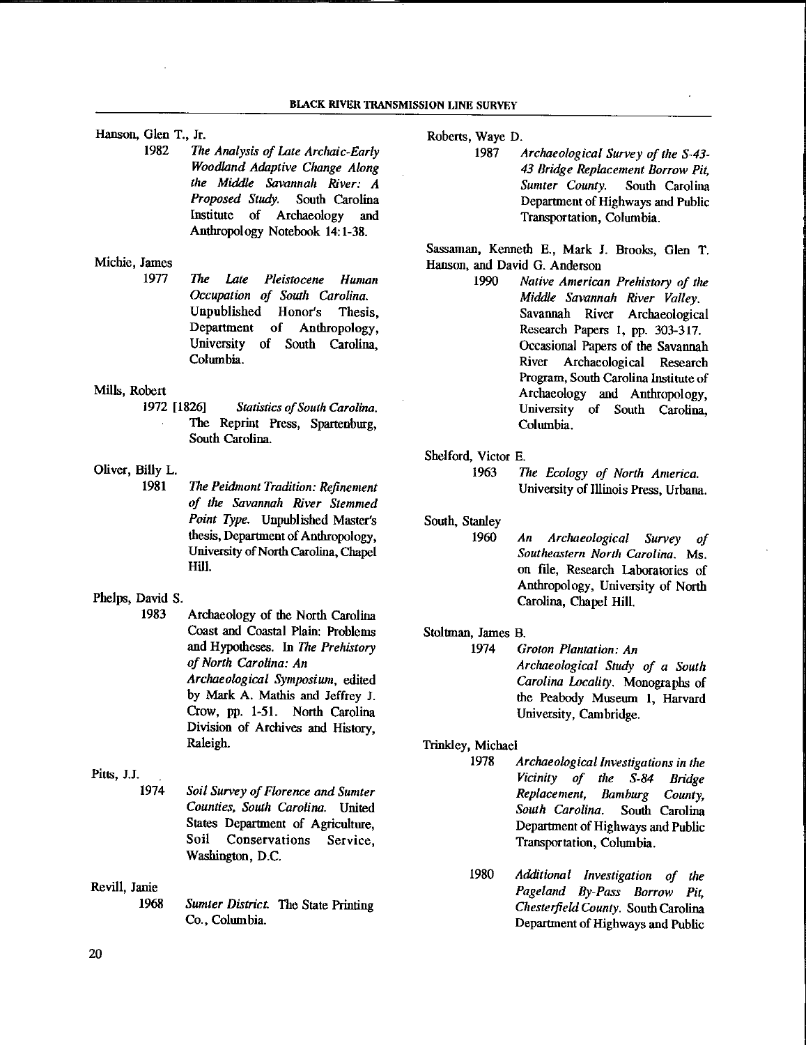Hanson, Glen T., Jr.

1982 *The Analysis of Late Archaic-Early Woodland Adaptive Change Along the Middle Savannah River: A Proposed Study.* South Carolina Institute of Archaeology and Anthropology Notebook 14:1-38.

Michie, James

1977 *The Late Pleistocene Human Occupation of South Carolina.* Unpublished Honor's Thesis, Department of Anthropology, University of South Carolina, Columbia.

Mills, Robert

1972 [1826] *Statistics of South Carolina.* The Reprint Press, Spartenburg, South Carolina.

Oliver, Billy L.

1981 *The Peidmont Tradition: Refinement of the Savannah River Stemmed Point Type.* Unpublished Master's thesis, Department of Anthropology, University of North Carolina, Chapel Hill.

Phelps, David S.

1983 Archaeology of the North Carolina Coast and Coastal Plain: Problems and Hypotheses. In *The Prehistory of North Carolina: An Archaeological Symposium*, edited by Mark A. Mathis and Jeffrey J. Crow, pp. 1-51. North Carolina Division of Archives and History, Raleigh.

Pitts, J.J.

1974 *Soil Survey of Florence and Sumter Counties, South Carolina.* United States Department of Agriculture, Soil Conservations Service, Washington, D.C.

Revill, Janie

1968 *Sumter District.* The State Printing Co., Columbia.

Roberts, Waye D.

1987 *Archaeological Survey of the S-43-43 Bridge Replacement Borrow Pit, Sumter County.* South Carolina Department of Highways and Public Transportation, Columbia.

Sassaman, Kenneth E., Mark J. Brooks, Glen T. Hanson, and David G. Anderson

1990 *Native American Prehistory of the Middle Savannah River Valley.* Savannah River Archaeological Research Papers 1, pp. 303-317. Occasional Papers of the Savannah River Archaeological Research Program, South Carolina Institute of Archaeology and Anthropology, University of South Carolina, Columbia.

Shelford, Victor E.

1963 *The Ecology of North America.* University of Illinois Press, Urbana.

South, Stanley

1960 *An Archaeological Survey of Southeastern North Carolina.* Ms. on file, Research Laboratories of Anthropology, University of North Carolina, Chapel Hill.

Stoltman, James B.

1974 *Groton Plantation: An Archaeological Study of a South Carolina Locality.* Monographs of the Peabody Museum 1, Harvard University, Cambridge.

Trinkley, Michael

1978 *Archaeological Investigations in the Vicinity of the S-84 Bridge Replacement, Bamburg County, South Carolina.* South Carolina Department of Highways and Public Transportation, Columbia.

1980 *Additional Investigation of the Pageland By-Pass Borrow Pit, Chesterfield County.* South Carolina Department of Highways and Public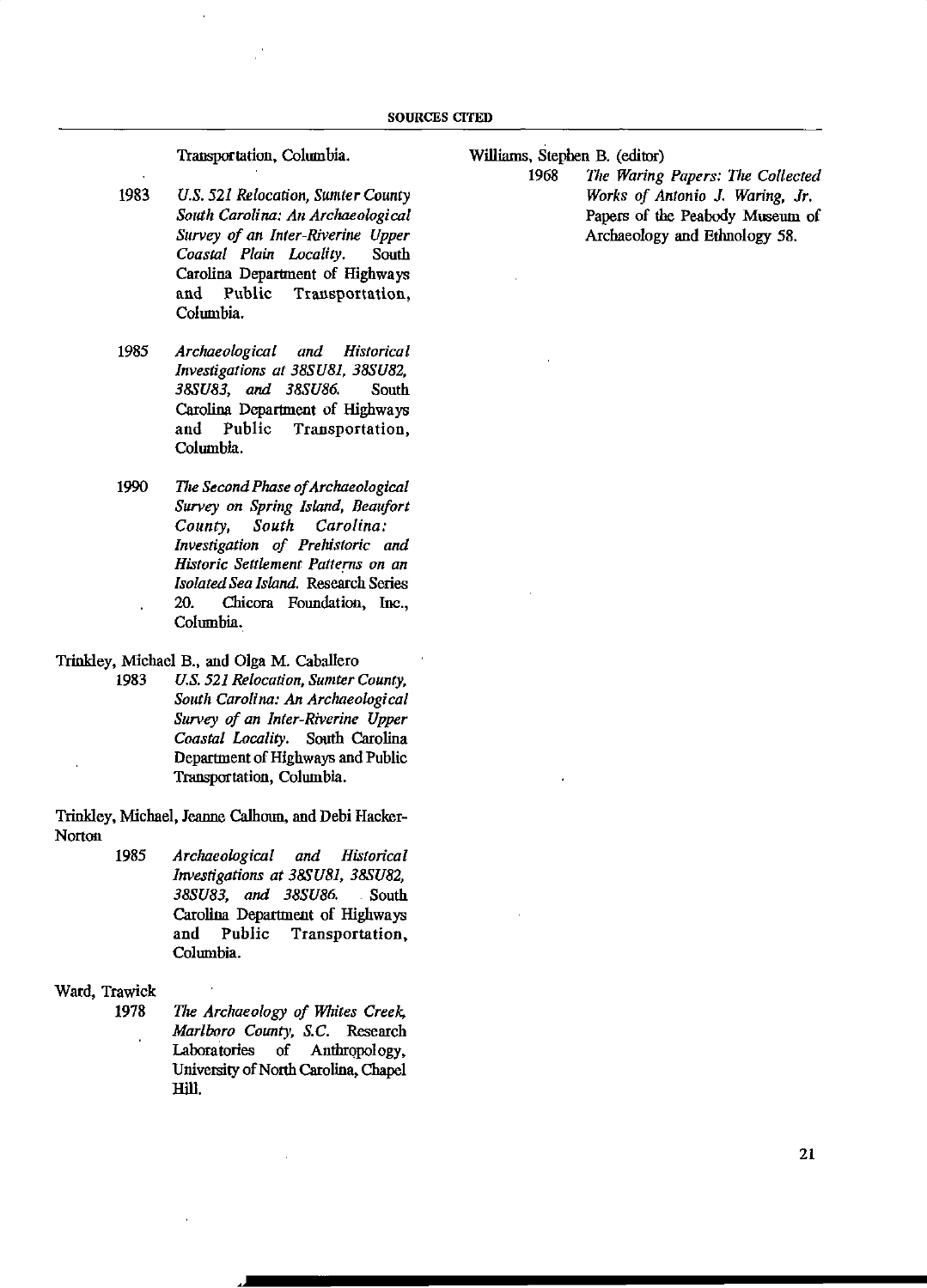Transportation, Columbia.

1983 *U.S. 521 Relocation, Sumter County South Carolina: An Archaeological Survey of an Inter-Riverine Upper Coastal Plain Locality.* South Carolina Department of Highways and Public Transportation, Columbia.

1985 *Archaeological and Historical Investigations at 38SU81, 38SU82, 38SU83, and 38SU86.* South Carolina Department of Highways and Public Transportation, Columbia.

1990 *The Second Phase of Archaeological Survey on Spring Island, Beaufort County, South Carolina: Investigation of Prehistoric and Historic Settlement Patterns on an Isolated Sea Island.* Research Series 20. Chicora Foundation, Inc., Columbia.

Trinkley, Michael B., and Olga M. Caballero

1983 *U.S. 521 Relocation, Sumter County, South Carolina: An Archaeological Survey of an Inter-Riverine Upper Coastal Locality.* South Carolina Department of Highways and Public Transportation, Columbia.

Trinkley, Michael, Jeanne Calhoun, and Debi Hacker-Norton

1985 *Archaeological and Historical Investigations at 38SU81, 38SU82, 38SU83, and 38SU86.* South Carolina Department of Highways and Public Transportation, Columbia.

Ward, Trawick

1978 *The Archaeology of Whites Creek, Marlboro County, S.C.* Research Laboratories of Anthropology, University of North Carolina, Chapel Hill.

Williams, Stephen B. (editor)

1968 *The Waring Papers: The Collected Works of Antonio J. Waring, Jr.* Papers of the Peabody Museum of Archaeology and Ethnology 58.